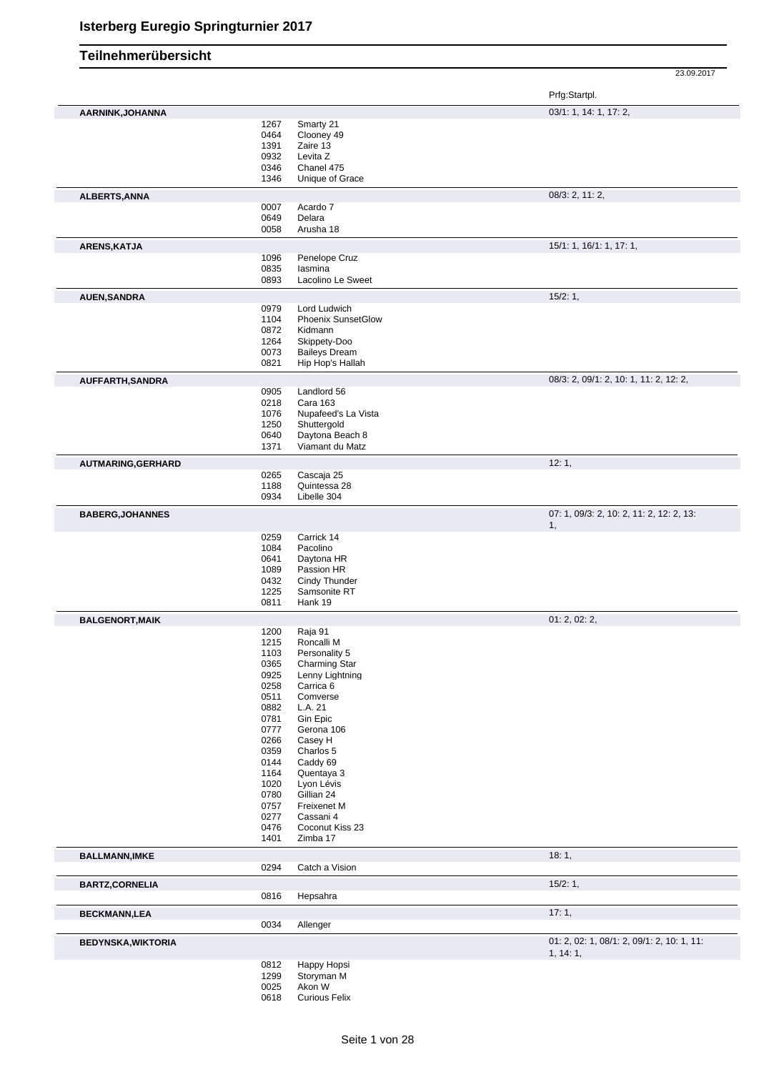# Isterberg Euregio Springturnier 2017

## Teilnehmerübersicht

23.09.2017

| Teilnehmer | Nr. | Pferd | Prfg:Startpl. |
|---|---|---|---|
| **AARNINK,JOHANNA** | | | 03/1: 1, 14: 1, 17: 2, |
| | 1267 | Smarty 21 | |
| | 0464 | Clooney 49 | |
| | 1391 | Zaire 13 | |
| | 0932 | Levita Z | |
| | 0346 | Chanel 475 | |
| | 1346 | Unique of Grace | |
| **ALBERTS,ANNA** | | | 08/3: 2, 11: 2, |
| | 0007 | Acardo 7 | |
| | 0649 | Delara | |
| | 0058 | Arusha 18 | |
| **ARENS,KATJA** | | | 15/1: 1, 16/1: 1, 17: 1, |
| | 1096 | Penelope Cruz | |
| | 0835 | Iasmina | |
| | 0893 | Lacolino Le Sweet | |
| **AUEN,SANDRA** | | | 15/2: 1, |
| | 0979 | Lord Ludwich | |
| | 1104 | Phoenix SunsetGlow | |
| | 0872 | Kidmann | |
| | 1264 | Skippety-Doo | |
| | 0073 | Baileys Dream | |
| | 0821 | Hip Hop's Hallah | |
| **AUFFARTH,SANDRA** | | | 08/3: 2, 09/1: 2, 10: 1, 11: 2, 12: 2, |
| | 0905 | Landlord 56 | |
| | 0218 | Cara 163 | |
| | 1076 | Nupafeed's La Vista | |
| | 1250 | Shuttergold | |
| | 0640 | Daytona Beach 8 | |
| | 1371 | Viamant du Matz | |
| **AUTMARING,GERHARD** | | | 12: 1, |
| | 0265 | Cascaja 25 | |
| | 1188 | Quintessa 28 | |
| | 0934 | Libelle 304 | |
| **BABERG,JOHANNES** | | | 07: 1, 09/3: 2, 10: 2, 11: 2, 12: 2, 13: 1, |
| | 0259 | Carrick 14 | |
| | 1084 | Pacolino | |
| | 0641 | Daytona HR | |
| | 1089 | Passion HR | |
| | 0432 | Cindy Thunder | |
| | 1225 | Samsonite RT | |
| | 0811 | Hank 19 | |
| **BALGENORT,MAIK** | | | 01: 2, 02: 2, |
| | 1200 | Raja 91 | |
| | 1215 | Roncalli M | |
| | 1103 | Personality 5 | |
| | 0365 | Charming Star | |
| | 0925 | Lenny Lightning | |
| | 0258 | Carrica 6 | |
| | 0511 | Comverse | |
| | 0882 | L.A. 21 | |
| | 0781 | Gin Epic | |
| | 0777 | Gerona 106 | |
| | 0266 | Casey H | |
| | 0359 | Charlos 5 | |
| | 0144 | Caddy 69 | |
| | 1164 | Quentaya 3 | |
| | 1020 | Lyon Lévis | |
| | 0780 | Gillian 24 | |
| | 0757 | Freixenet M | |
| | 0277 | Cassani 4 | |
| | 0476 | Coconut Kiss 23 | |
| | 1401 | Zimba 17 | |
| **BALLMANN,IMKE** | | | 18: 1, |
| | 0294 | Catch a Vision | |
| **BARTZ,CORNELIA** | | | 15/2: 1, |
| | 0816 | Hepsahra | |
| **BECKMANN,LEA** | | | 17: 1, |
| | 0034 | Allenger | |
| **BEDYNSKA,WIKTORIA** | | | 01: 2, 02: 1, 08/1: 2, 09/1: 2, 10: 1, 11: 1, 14: 1, |
| | 0812 | Happy Hopsi | |
| | 1299 | Storyman M | |
| | 0025 | Akon W | |
| | 0618 | Curious Felix | |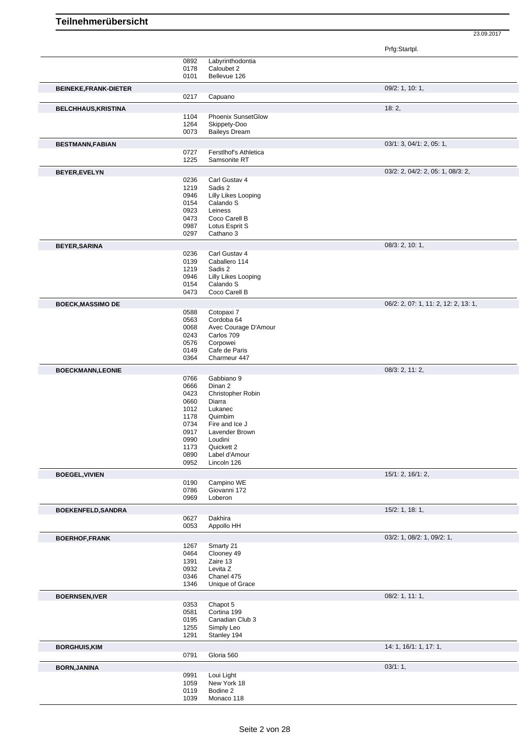Prfg:Startpl.

| Name | Nr. | Pferd | Prfg:Startpl. |
|---|---|---|---|
| | 0892 | Labyrinthodontia | |
| | 0178 | Caloubet 2 | |
| | 0101 | Bellevue 126 | |
| **BEINEKE,FRANK-DIETER** | | | 09/2: 1, 10: 1, |
| | 0217 | Capuano | |
| **BELCHHAUS,KRISTINA** | | | 18: 2, |
| | 1104 | Phoenix SunsetGlow | |
| | 1264 | Skippety-Doo | |
| | 0073 | Baileys Dream | |
| **BESTMANN,FABIAN** | | | 03/1: 3, 04/1: 2, 05: 1, |
| | 0727 | Ferstlhof's Athletica | |
| | 1225 | Samsonite RT | |
| **BEYER,EVELYN** | | | 03/2: 2, 04/2: 2, 05: 1, 08/3: 2, |
| | 0236 | Carl Gustav 4 | |
| | 1219 | Sadis 2 | |
| | 0946 | Lilly Likes Looping | |
| | 0154 | Calando S | |
| | 0923 | Leiness | |
| | 0473 | Coco Carell B | |
| | 0987 | Lotus Esprit S | |
| | 0297 | Cathano 3 | |
| **BEYER,SARINA** | | | 08/3: 2, 10: 1, |
| | 0236 | Carl Gustav 4 | |
| | 0139 | Caballero 114 | |
| | 1219 | Sadis 2 | |
| | 0946 | Lilly Likes Looping | |
| | 0154 | Calando S | |
| | 0473 | Coco Carell B | |
| **BOECK,MASSIMO DE** | | | 06/2: 2, 07: 1, 11: 2, 12: 2, 13: 1, |
| | 0588 | Cotopaxi 7 | |
| | 0563 | Cordoba 64 | |
| | 0068 | Avec Courage D'Amour | |
| | 0243 | Carlos 709 | |
| | 0576 | Corpowei | |
| | 0149 | Cafe de Paris | |
| | 0364 | Charmeur 447 | |
| **BOECKMANN,LEONIE** | | | 08/3: 2, 11: 2, |
| | 0766 | Gabbiano 9 | |
| | 0666 | Dinan 2 | |
| | 0423 | Christopher Robin | |
| | 0660 | Diarra | |
| | 1012 | Lukanec | |
| | 1178 | Quimbim | |
| | 0734 | Fire and Ice J | |
| | 0917 | Lavender Brown | |
| | 0990 | Loudini | |
| | 1173 | Quickett 2 | |
| | 0890 | Label d'Amour | |
| | 0952 | Lincoln 126 | |
| **BOEGEL,VIVIEN** | | | 15/1: 2, 16/1: 2, |
| | 0190 | Campino WE | |
| | 0786 | Giovanni 172 | |
| | 0969 | Loberon | |
| **BOEKENFELD,SANDRA** | | | 15/2: 1, 18: 1, |
| | 0627 | Dakhira | |
| | 0053 | Appollo HH | |
| **BOERHOF,FRANK** | | | 03/2: 1, 08/2: 1, 09/2: 1, |
| | 1267 | Smarty 21 | |
| | 0464 | Clooney 49 | |
| | 1391 | Zaire 13 | |
| | 0932 | Levita Z | |
| | 0346 | Chanel 475 | |
| | 1346 | Unique of Grace | |
| **BOERNSEN,IVER** | | | 08/2: 1, 11: 1, |
| | 0353 | Chapot 5 | |
| | 0581 | Cortina 199 | |
| | 0195 | Canadian Club 3 | |
| | 1255 | Simply Leo | |
| | 1291 | Stanley 194 | |
| **BORGHUIS,KIM** | | | 14: 1, 16/1: 1, 17: 1, |
| | 0791 | Gloria 560 | |
| **BORN,JANINA** | | | 03/1: 1, |
| | 0991 | Loui Light | |
| | 1059 | New York 18 | |
| | 0119 | Bodine 2 | |
| | 1039 | Monaco 118 | |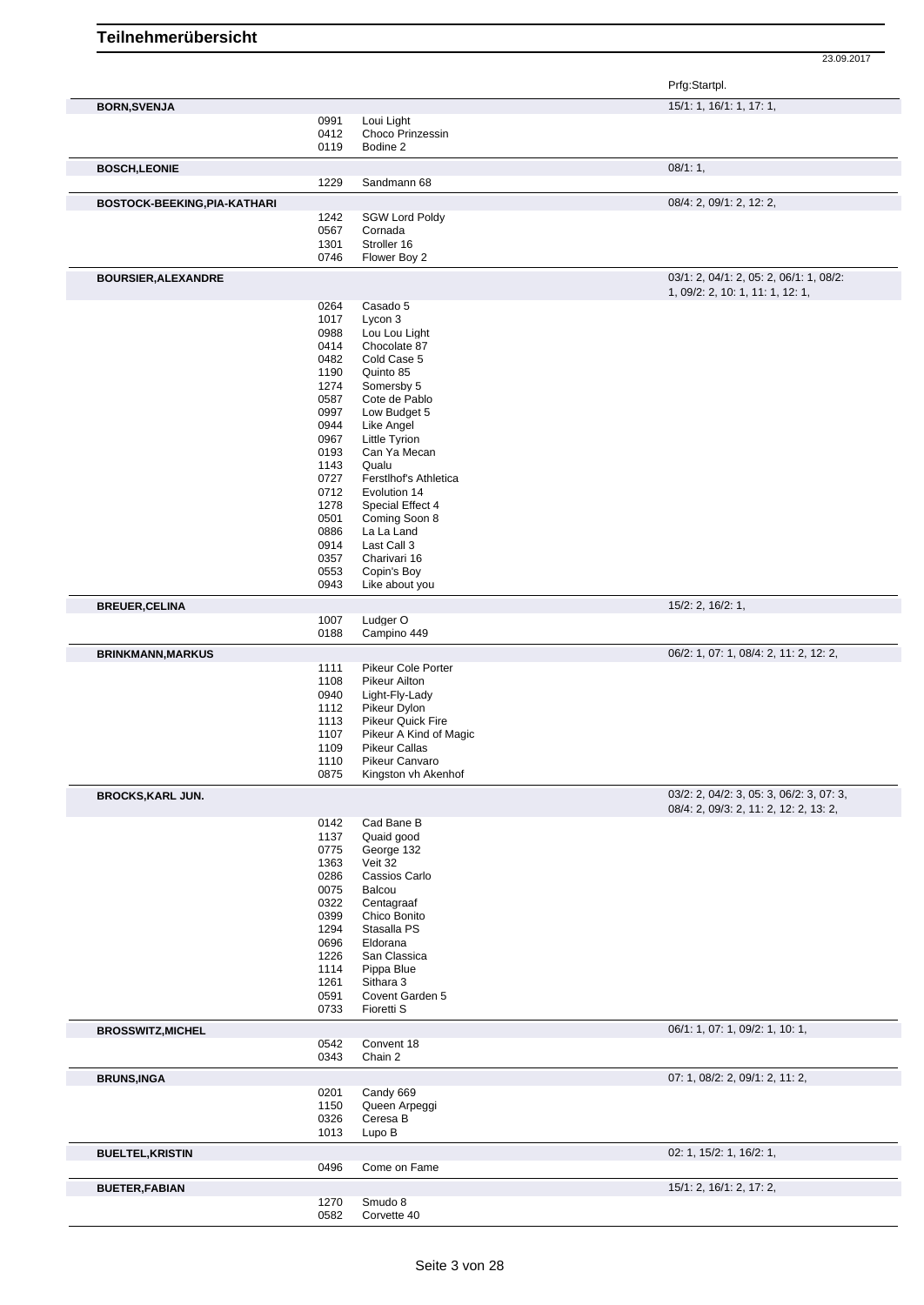# Teilnehmerübersicht

23.09.2017

| Teilnehmer | Nr. | Pferd | Prfg:Startpl. |
|---|---|---|---|
| **BORN,SVENJA** | | | 15/1: 1, 16/1: 1, 17: 1, |
| | 0991 | Loui Light | |
| | 0412 | Choco Prinzessin | |
| | 0119 | Bodine 2 | |
| **BOSCH,LEONIE** | | | 08/1: 1, |
| | 1229 | Sandmann 68 | |
| **BOSTOCK-BEEKING,PIA-KATHARI** | | | 08/4: 2, 09/1: 2, 12: 2, |
| | 1242 | SGW Lord Poldy | |
| | 0567 | Cornada | |
| | 1301 | Stroller 16 | |
| | 0746 | Flower Boy 2 | |
| **BOURSIER,ALEXANDRE** | | | 03/1: 2, 04/1: 2, 05: 2, 06/1: 1, 08/2: 1, 09/2: 2, 10: 1, 11: 1, 12: 1, |
| | 0264 | Casado 5 | |
| | 1017 | Lycon 3 | |
| | 0988 | Lou Lou Light | |
| | 0414 | Chocolate 87 | |
| | 0482 | Cold Case 5 | |
| | 1190 | Quinto 85 | |
| | 1274 | Somersby 5 | |
| | 0587 | Cote de Pablo | |
| | 0997 | Low Budget 5 | |
| | 0944 | Like Angel | |
| | 0967 | Little Tyrion | |
| | 0193 | Can Ya Mecan | |
| | 1143 | Qualu | |
| | 0727 | Ferstlhof's Athletica | |
| | 0712 | Evolution 14 | |
| | 1278 | Special Effect 4 | |
| | 0501 | Coming Soon 8 | |
| | 0886 | La La Land | |
| | 0914 | Last Call 3 | |
| | 0357 | Charivari 16 | |
| | 0553 | Copin's Boy | |
| | 0943 | Like about you | |
| **BREUER,CELINA** | | | 15/2: 2, 16/2: 1, |
| | 1007 | Ludger O | |
| | 0188 | Campino 449 | |
| **BRINKMANN,MARKUS** | | | 06/2: 1, 07: 1, 08/4: 2, 11: 2, 12: 2, |
| | 1111 | Pikeur Cole Porter | |
| | 1108 | Pikeur Ailton | |
| | 0940 | Light-Fly-Lady | |
| | 1112 | Pikeur Dylon | |
| | 1113 | Pikeur Quick Fire | |
| | 1107 | Pikeur A Kind of Magic | |
| | 1109 | Pikeur Callas | |
| | 1110 | Pikeur Canvaro | |
| | 0875 | Kingston vh Akenhof | |
| **BROCKS,KARL JUN.** | | | 03/2: 2, 04/2: 3, 05: 3, 06/2: 3, 07: 3, 08/4: 2, 09/3: 2, 11: 2, 12: 2, 13: 2, |
| | 0142 | Cad Bane B | |
| | 1137 | Quaid good | |
| | 0775 | George 132 | |
| | 1363 | Veit 32 | |
| | 0286 | Cassios Carlo | |
| | 0075 | Balcou | |
| | 0322 | Centagraaf | |
| | 0399 | Chico Bonito | |
| | 1294 | Stasalla PS | |
| | 0696 | Eldorana | |
| | 1226 | San Classica | |
| | 1114 | Pippa Blue | |
| | 1261 | Sithara 3 | |
| | 0591 | Covent Garden 5 | |
| | 0733 | Fioretti S | |
| **BROSSWITZ,MICHEL** | | | 06/1: 1, 07: 1, 09/2: 1, 10: 1, |
| | 0542 | Convent 18 | |
| | 0343 | Chain 2 | |
| **BRUNS,INGA** | | | 07: 1, 08/2: 2, 09/1: 2, 11: 2, |
| | 0201 | Candy 669 | |
| | 1150 | Queen Arpeggi | |
| | 0326 | Ceresa B | |
| | 1013 | Lupo B | |
| **BUELTEL,KRISTIN** | | | 02: 1, 15/2: 1, 16/2: 1, |
| | 0496 | Come on Fame | |
| **BUETER,FABIAN** | | | 15/1: 2, 16/1: 2, 17: 2, |
| | 1270 | Smudo 8 | |
| | 0582 | Corvette 40 | |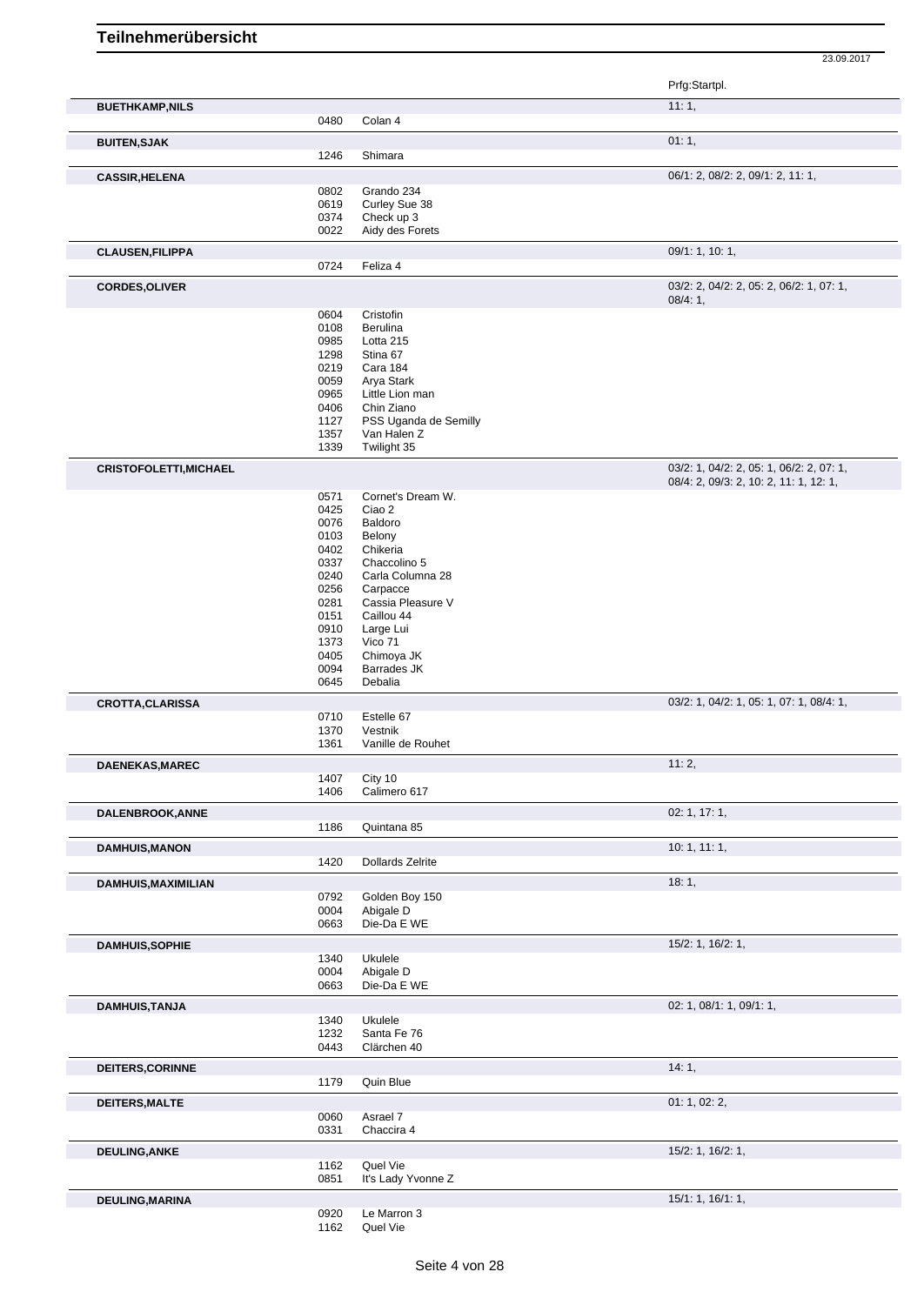# Teilnehmerübersicht

23.09.2017

| Teilnehmer | Nr. | Pferd | Prfg:Startpl. |
|---|---|---|---|
| **BUETHKAMP,NILS** | | | 11: 1, |
| | 0480 | Colan 4 | |
| **BUITEN,SJAK** | | | 01: 1, |
| | 1246 | Shimara | |
| **CASSIR,HELENA** | | | 06/1: 2, 08/2: 2, 09/1: 2, 11: 1, |
| | 0802 | Grando 234 | |
| | 0619 | Curley Sue 38 | |
| | 0374 | Check up 3 | |
| | 0022 | Aidy des Forets | |
| **CLAUSEN,FILIPPA** | | | 09/1: 1, 10: 1, |
| | 0724 | Feliza 4 | |
| **CORDES,OLIVER** | | | 03/2: 2, 04/2: 2, 05: 2, 06/2: 1, 07: 1, 08/4: 1, |
| | 0604 | Cristofin | |
| | 0108 | Berulina | |
| | 0985 | Lotta 215 | |
| | 1298 | Stina 67 | |
| | 0219 | Cara 184 | |
| | 0059 | Arya Stark | |
| | 0965 | Little Lion man | |
| | 0406 | Chin Ziano | |
| | 1127 | PSS Uganda de Semilly | |
| | 1357 | Van Halen Z | |
| | 1339 | Twilight 35 | |
| **CRISTOFOLETTI,MICHAEL** | | | 03/2: 1, 04/2: 2, 05: 1, 06/2: 2, 07: 1, 08/4: 2, 09/3: 2, 10: 2, 11: 1, 12: 1, |
| | 0571 | Cornet's Dream W. | |
| | 0425 | Ciao 2 | |
| | 0076 | Baldoro | |
| | 0103 | Belony | |
| | 0402 | Chikeria | |
| | 0337 | Chaccolino 5 | |
| | 0240 | Carla Columna 28 | |
| | 0256 | Carpacce | |
| | 0281 | Cassia Pleasure V | |
| | 0151 | Caillou 44 | |
| | 0910 | Large Lui | |
| | 1373 | Vico 71 | |
| | 0405 | Chimoya JK | |
| | 0094 | Barrades JK | |
| | 0645 | Debalia | |
| **CROTTA,CLARISSA** | | | 03/2: 1, 04/2: 1, 05: 1, 07: 1, 08/4: 1, |
| | 0710 | Estelle 67 | |
| | 1370 | Vestnik | |
| | 1361 | Vanille de Rouhet | |
| **DAENEKAS,MAREC** | | | 11: 2, |
| | 1407 | City 10 | |
| | 1406 | Calimero 617 | |
| **DALENBROOK,ANNE** | | | 02: 1, 17: 1, |
| | 1186 | Quintana 85 | |
| **DAMHUIS,MANON** | | | 10: 1, 11: 1, |
| | 1420 | Dollards Zelrite | |
| **DAMHUIS,MAXIMILIAN** | | | 18: 1, |
| | 0792 | Golden Boy 150 | |
| | 0004 | Abigale D | |
| | 0663 | Die-Da E WE | |
| **DAMHUIS,SOPHIE** | | | 15/2: 1, 16/2: 1, |
| | 1340 | Ukulele | |
| | 0004 | Abigale D | |
| | 0663 | Die-Da E WE | |
| **DAMHUIS,TANJA** | | | 02: 1, 08/1: 1, 09/1: 1, |
| | 1340 | Ukulele | |
| | 1232 | Santa Fe 76 | |
| | 0443 | Clärchen 40 | |
| **DEITERS,CORINNE** | | | 14: 1, |
| | 1179 | Quin Blue | |
| **DEITERS,MALTE** | | | 01: 1, 02: 2, |
| | 0060 | Asrael 7 | |
| | 0331 | Chaccira 4 | |
| **DEULING,ANKE** | | | 15/2: 1, 16/2: 1, |
| | 1162 | Quel Vie | |
| | 0851 | It's Lady Yvonne Z | |
| **DEULING,MARINA** | | | 15/1: 1, 16/1: 1, |
| | 0920 | Le Marron 3 | |
| | 1162 | Quel Vie | |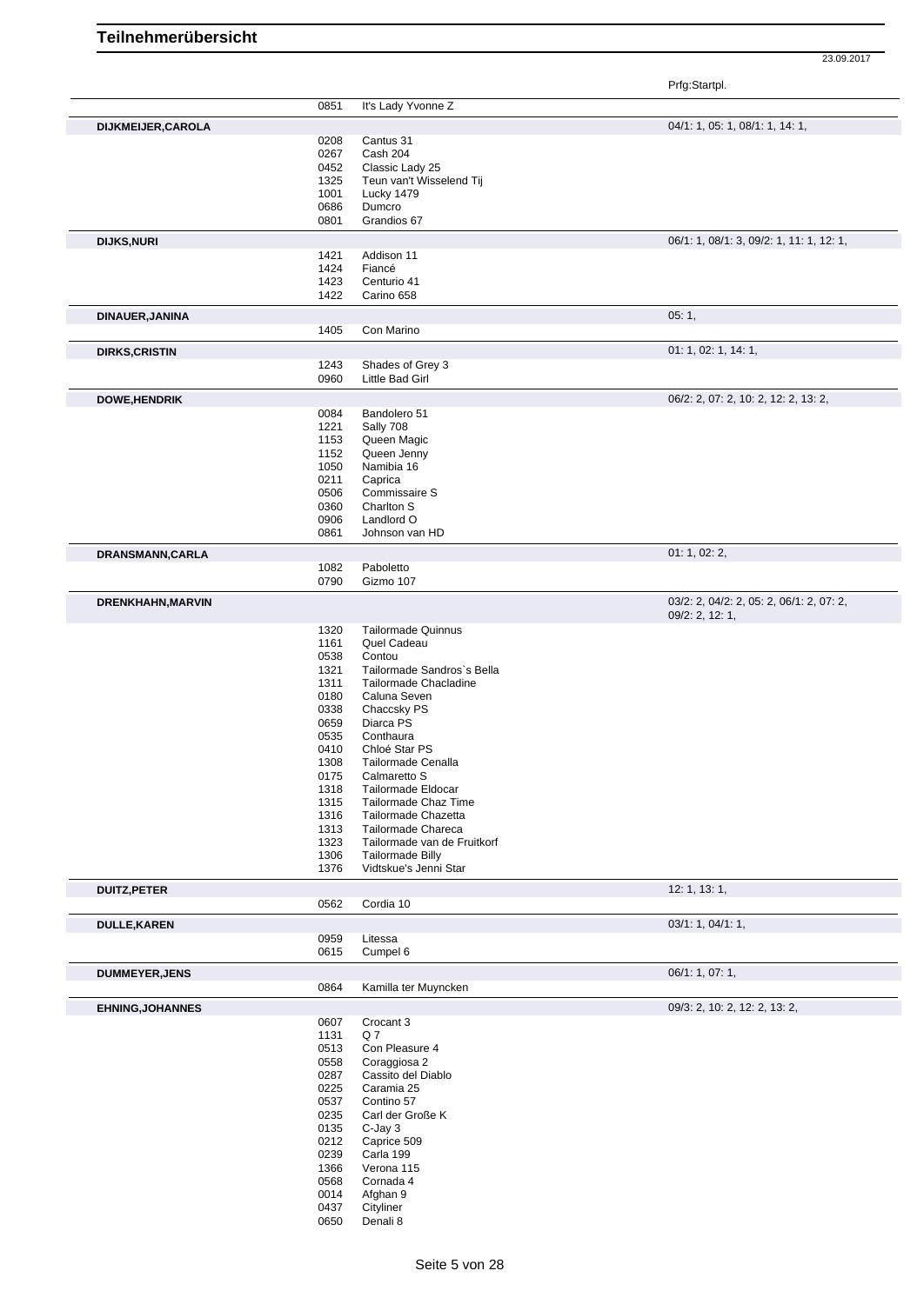# Teilnehmerübersicht

23.09.2017

| | | | Prfg:Startpl. |
|---|---|---|---|
| | 0851 | It's Lady Yvonne Z | |
| **DIJKMEIJER,CAROLA** | | | 04/1: 1, 05: 1, 08/1: 1, 14: 1, |
| | 0208 | Cantus 31 | |
| | 0267 | Cash 204 | |
| | 0452 | Classic Lady 25 | |
| | 1325 | Teun van't Wisselend Tij | |
| | 1001 | Lucky 1479 | |
| | 0686 | Dumcro | |
| | 0801 | Grandios 67 | |
| **DIJKS,NURI** | | | 06/1: 1, 08/1: 3, 09/2: 1, 11: 1, 12: 1, |
| | 1421 | Addison 11 | |
| | 1424 | Fiancé | |
| | 1423 | Centurio 41 | |
| | 1422 | Carino 658 | |
| **DINAUER,JANINA** | | | 05: 1, |
| | 1405 | Con Marino | |
| **DIRKS,CRISTIN** | | | 01: 1, 02: 1, 14: 1, |
| | 1243 | Shades of Grey 3 | |
| | 0960 | Little Bad Girl | |
| **DOWE,HENDRIK** | | | 06/2: 2, 07: 2, 10: 2, 12: 2, 13: 2, |
| | 0084 | Bandolero 51 | |
| | 1221 | Sally 708 | |
| | 1153 | Queen Magic | |
| | 1152 | Queen Jenny | |
| | 1050 | Namibia 16 | |
| | 0211 | Caprica | |
| | 0506 | Commissaire S | |
| | 0360 | Charlton S | |
| | 0906 | Landlord O | |
| | 0861 | Johnson van HD | |
| **DRANSMANN,CARLA** | | | 01: 1, 02: 2, |
| | 1082 | Paboletto | |
| | 0790 | Gizmo 107 | |
| **DRENKHAHN,MARVIN** | | | 03/2: 2, 04/2: 2, 05: 2, 06/1: 2, 07: 2, 09/2: 2, 12: 1, |
| | 1320 | Tailormade Quinnus | |
| | 1161 | Quel Cadeau | |
| | 0538 | Contou | |
| | 1321 | Tailormade Sandros`s Bella | |
| | 1311 | Tailormade Chacladine | |
| | 0180 | Caluna Seven | |
| | 0338 | Chaccsky PS | |
| | 0659 | Diarca PS | |
| | 0535 | Conthaura | |
| | 0410 | Chloé Star PS | |
| | 1308 | Tailormade Cenalla | |
| | 0175 | Calmaretto S | |
| | 1318 | Tailormade Eldocar | |
| | 1315 | Tailormade Chaz Time | |
| | 1316 | Tailormade Chazetta | |
| | 1313 | Tailormade Chareca | |
| | 1323 | Tailormade van de Fruitkorf | |
| | 1306 | Tailormade Billy | |
| | 1376 | Vidtskue's Jenni Star | |
| **DUITZ,PETER** | | | 12: 1, 13: 1, |
| | 0562 | Cordia 10 | |
| **DULLE,KAREN** | | | 03/1: 1, 04/1: 1, |
| | 0959 | Litessa | |
| | 0615 | Cumpel 6 | |
| **DUMMEYER,JENS** | | | 06/1: 1, 07: 1, |
| | 0864 | Kamilla ter Muyncken | |
| **EHNING,JOHANNES** | | | 09/3: 2, 10: 2, 12: 2, 13: 2, |
| | 0607 | Crocant 3 | |
| | 1131 | Q 7 | |
| | 0513 | Con Pleasure 4 | |
| | 0558 | Coraggiosa 2 | |
| | 0287 | Cassito del Diablo | |
| | 0225 | Caramia 25 | |
| | 0537 | Contino 57 | |
| | 0235 | Carl der Große K | |
| | 0135 | C-Jay 3 | |
| | 0212 | Caprice 509 | |
| | 0239 | Carla 199 | |
| | 1366 | Verona 115 | |
| | 0568 | Cornada 4 | |
| | 0014 | Afghan 9 | |
| | 0437 | Cityliner | |
| | 0650 | Denali 8 | |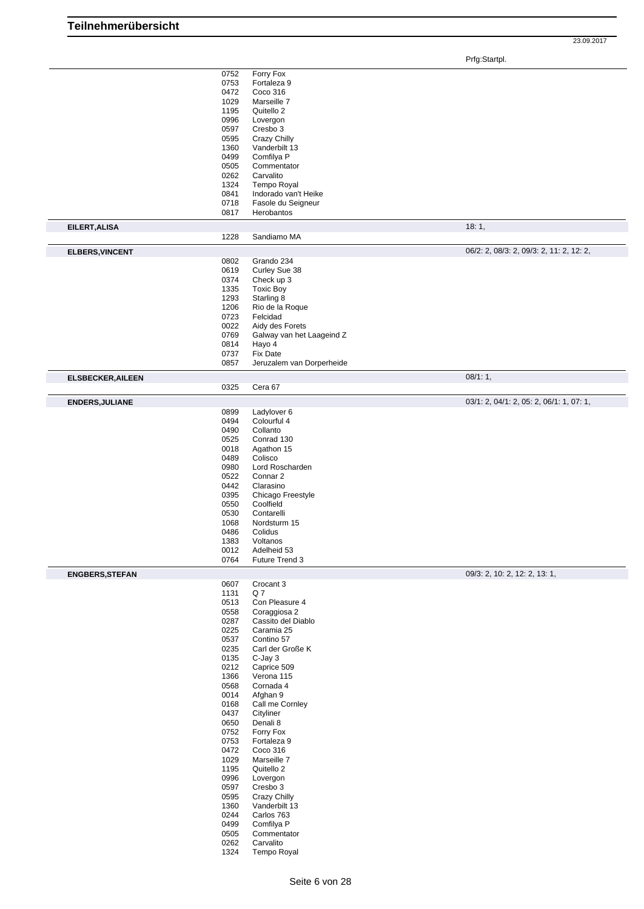# Teilnehmerübersicht

23.09.2017

| | | | Prfg:Startpl. |
|---|---|---|---|
| | 0752 | Forry Fox | |
| | 0753 | Fortaleza 9 | |
| | 0472 | Coco 316 | |
| | 1029 | Marseille 7 | |
| | 1195 | Quitello 2 | |
| | 0996 | Lovergon | |
| | 0597 | Cresbo 3 | |
| | 0595 | Crazy Chilly | |
| | 1360 | Vanderbilt 13 | |
| | 0499 | Comfilya P | |
| | 0505 | Commentator | |
| | 0262 | Carvalito | |
| | 1324 | Tempo Royal | |
| | 0841 | Indorado van't Heike | |
| | 0718 | Fasole du Seigneur | |
| | 0817 | Herobantos | |
| **EILERT,ALISA** | | | 18: 1, |
| | 1228 | Sandiamo MA | |
| **ELBERS,VINCENT** | | | 06/2: 2, 08/3: 2, 09/3: 2, 11: 2, 12: 2, |
| | 0802 | Grando 234 | |
| | 0619 | Curley Sue 38 | |
| | 0374 | Check up 3 | |
| | 1335 | Toxic Boy | |
| | 1293 | Starling 8 | |
| | 1206 | Rio de la Roque | |
| | 0723 | Felcidad | |
| | 0022 | Aidy des Forets | |
| | 0769 | Galway van het Laageind Z | |
| | 0814 | Hayo 4 | |
| | 0737 | Fix Date | |
| | 0857 | Jeruzalem van Dorperheide | |
| **ELSBECKER,AILEEN** | | | 08/1: 1, |
| | 0325 | Cera 67 | |
| **ENDERS,JULIANE** | | | 03/1: 2, 04/1: 2, 05: 2, 06/1: 1, 07: 1, |
| | 0899 | Ladylover 6 | |
| | 0494 | Colourful 4 | |
| | 0490 | Collanto | |
| | 0525 | Conrad 130 | |
| | 0018 | Agathon 15 | |
| | 0489 | Colisco | |
| | 0980 | Lord Roscharden | |
| | 0522 | Connar 2 | |
| | 0442 | Clarasino | |
| | 0395 | Chicago Freestyle | |
| | 0550 | Coolfield | |
| | 0530 | Contarelli | |
| | 1068 | Nordsturm 15 | |
| | 0486 | Colidus | |
| | 1383 | Voltanos | |
| | 0012 | Adelheid 53 | |
| | 0764 | Future Trend 3 | |
| **ENGBERS,STEFAN** | | | 09/3: 2, 10: 2, 12: 2, 13: 1, |
| | 0607 | Crocant 3 | |
| | 1131 | Q 7 | |
| | 0513 | Con Pleasure 4 | |
| | 0558 | Coraggiosa 2 | |
| | 0287 | Cassito del Diablo | |
| | 0225 | Caramia 25 | |
| | 0537 | Contino 57 | |
| | 0235 | Carl der Große K | |
| | 0135 | C-Jay 3 | |
| | 0212 | Caprice 509 | |
| | 1366 | Verona 115 | |
| | 0568 | Cornada 4 | |
| | 0014 | Afghan 9 | |
| | 0168 | Call me Cornley | |
| | 0437 | Cityliner | |
| | 0650 | Denali 8 | |
| | 0752 | Forry Fox | |
| | 0753 | Fortaleza 9 | |
| | 0472 | Coco 316 | |
| | 1029 | Marseille 7 | |
| | 1195 | Quitello 2 | |
| | 0996 | Lovergon | |
| | 0597 | Cresbo 3 | |
| | 0595 | Crazy Chilly | |
| | 1360 | Vanderbilt 13 | |
| | 0244 | Carlos 763 | |
| | 0499 | Comfilya P | |
| | 0505 | Commentator | |
| | 0262 | Carvalito | |
| | 1324 | Tempo Royal | |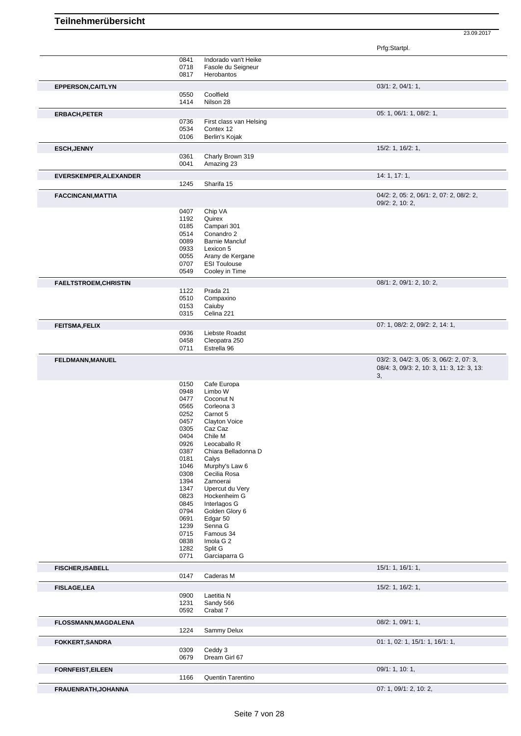# Teilnehmerübersicht

23.09.2017

| Name | Nr. | Pferd | Prfg:Startpl. |
|---|---|---|---|
| | 0841 | Indorado van't Heike | |
| | 0718 | Fasole du Seigneur | |
| | 0817 | Herobantos | |
| **EPPERSON,CAITLYN** | | | 03/1: 2, 04/1: 1, |
| | 0550 | Coolfield | |
| | 1414 | Nilson 28 | |
| **ERBACH,PETER** | | | 05: 1, 06/1: 1, 08/2: 1, |
| | 0736 | First class van Helsing | |
| | 0534 | Contex 12 | |
| | 0106 | Berlin's Kojak | |
| **ESCH,JENNY** | | | 15/2: 1, 16/2: 1, |
| | 0361 | Charly Brown 319 | |
| | 0041 | Amazing 23 | |
| **EVERSKEMPER,ALEXANDER** | | | 14: 1, 17: 1, |
| | 1245 | Sharifa 15 | |
| **FACCINCANI,MATTIA** | | | 04/2: 2, 05: 2, 06/1: 2, 07: 2, 08/2: 2, 09/2: 2, 10: 2, |
| | 0407 | Chip VA | |
| | 1192 | Quirex | |
| | 0185 | Campari 301 | |
| | 0514 | Conandro 2 | |
| | 0089 | Barnie Mancluf | |
| | 0933 | Lexicon 5 | |
| | 0055 | Arany de Kergane | |
| | 0707 | ESI Toulouse | |
| | 0549 | Cooley in Time | |
| **FAELTSTROEM,CHRISTIN** | | | 08/1: 2, 09/1: 2, 10: 2, |
| | 1122 | Prada 21 | |
| | 0510 | Compaxino | |
| | 0153 | Caiuby | |
| | 0315 | Celina 221 | |
| **FEITSMA,FELIX** | | | 07: 1, 08/2: 2, 09/2: 2, 14: 1, |
| | 0936 | Liebste Roadst | |
| | 0458 | Cleopatra 250 | |
| | 0711 | Estrella 96 | |
| **FELDMANN,MANUEL** | | | 03/2: 3, 04/2: 3, 05: 3, 06/2: 2, 07: 3, 08/4: 3, 09/3: 2, 10: 3, 11: 3, 12: 3, 13: 3, |
| | 0150 | Cafe Europa | |
| | 0948 | Limbo W | |
| | 0477 | Coconut N | |
| | 0565 | Corleona 3 | |
| | 0252 | Carnot 5 | |
| | 0457 | Clayton Voice | |
| | 0305 | Caz Caz | |
| | 0404 | Chile M | |
| | 0926 | Leocaballo R | |
| | 0387 | Chiara Belladonna D | |
| | 0181 | Calys | |
| | 1046 | Murphy's Law 6 | |
| | 0308 | Cecilia Rosa | |
| | 1394 | Zamoerai | |
| | 1347 | Upercut du Very | |
| | 0823 | Hockenheim G | |
| | 0845 | Interlagos G | |
| | 0794 | Golden Glory 6 | |
| | 0691 | Edgar 50 | |
| | 1239 | Senna G | |
| | 0715 | Famous 34 | |
| | 0838 | Imola G 2 | |
| | 1282 | Split G | |
| | 0771 | Garciaparra G | |
| **FISCHER,ISABELL** | | | 15/1: 1, 16/1: 1, |
| | 0147 | Caderas M | |
| **FISLAGE,LEA** | | | 15/2: 1, 16/2: 1, |
| | 0900 | Laetitia N | |
| | 1231 | Sandy 566 | |
| | 0592 | Crabat 7 | |
| **FLOSSMANN,MAGDALENA** | | | 08/2: 1, 09/1: 1, |
| | 1224 | Sammy Delux | |
| **FOKKERT,SANDRA** | | | 01: 1, 02: 1, 15/1: 1, 16/1: 1, |
| | 0309 | Ceddy 3 | |
| | 0679 | Dream Girl 67 | |
| **FORNFEIST,EILEEN** | | | 09/1: 1, 10: 1, |
| | 1166 | Quentin Tarentino | |
| **FRAUENRATH,JOHANNA** | | | 07: 1, 09/1: 2, 10: 2, |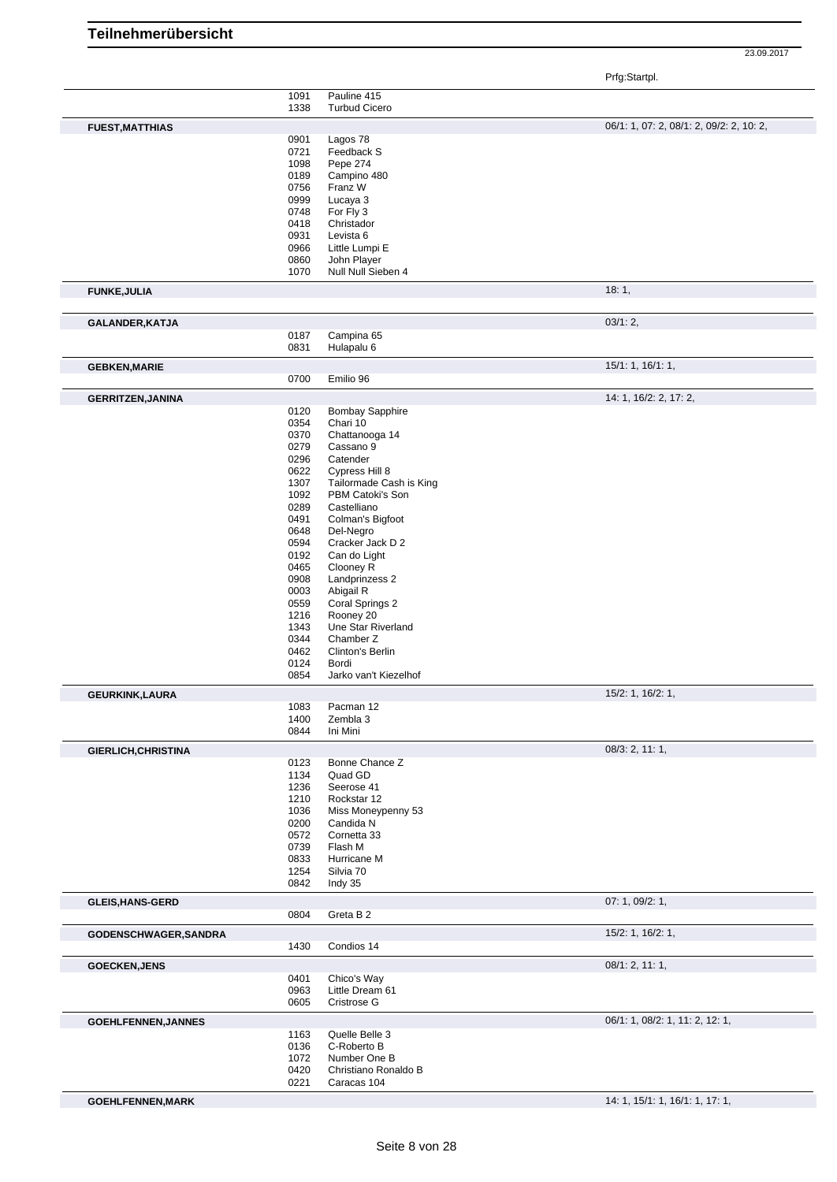# Teilnehmerübersicht

23.09.2017

| Teilnehmer | Nr. | Pferd | Prfg:Startpl. |
|---|---|---|---|
| | 1091 | Pauline 415 | |
| | 1338 | Turbud Cicero | |
| **FUEST,MATTHIAS** | | | 06/1: 1, 07: 2, 08/1: 2, 09/2: 2, 10: 2, |
| | 0901 | Lagos 78 | |
| | 0721 | Feedback S | |
| | 1098 | Pepe 274 | |
| | 0189 | Campino 480 | |
| | 0756 | Franz W | |
| | 0999 | Lucaya 3 | |
| | 0748 | For Fly 3 | |
| | 0418 | Christador | |
| | 0931 | Levista 6 | |
| | 0966 | Little Lumpi E | |
| | 0860 | John Player | |
| | 1070 | Null Null Sieben 4 | |
| **FUNKE,JULIA** | | | 18: 1, |
| **GALANDER,KATJA** | | | 03/1: 2, |
| | 0187 | Campina 65 | |
| | 0831 | Hulapalu 6 | |
| **GEBKEN,MARIE** | | | 15/1: 1, 16/1: 1, |
| | 0700 | Emilio 96 | |
| **GERRITZEN,JANINA** | | | 14: 1, 16/2: 2, 17: 2, |
| | 0120 | Bombay Sapphire | |
| | 0354 | Chari 10 | |
| | 0370 | Chattanooga 14 | |
| | 0279 | Cassano 9 | |
| | 0296 | Catender | |
| | 0622 | Cypress Hill 8 | |
| | 1307 | Tailormade Cash is King | |
| | 1092 | PBM Catoki's Son | |
| | 0289 | Castelliano | |
| | 0491 | Colman's Bigfoot | |
| | 0648 | Del-Negro | |
| | 0594 | Cracker Jack D 2 | |
| | 0192 | Can do Light | |
| | 0465 | Clooney R | |
| | 0908 | Landprinzess 2 | |
| | 0003 | Abigail R | |
| | 0559 | Coral Springs 2 | |
| | 1216 | Rooney 20 | |
| | 1343 | Une Star Riverland | |
| | 0344 | Chamber Z | |
| | 0462 | Clinton's Berlin | |
| | 0124 | Bordi | |
| | 0854 | Jarko van't Kiezelhof | |
| **GEURKINK,LAURA** | | | 15/2: 1, 16/2: 1, |
| | 1083 | Pacman 12 | |
| | 1400 | Zembla 3 | |
| | 0844 | Ini Mini | |
| **GIERLICH,CHRISTINA** | | | 08/3: 2, 11: 1, |
| | 0123 | Bonne Chance Z | |
| | 1134 | Quad GD | |
| | 1236 | Seerose 41 | |
| | 1210 | Rockstar 12 | |
| | 1036 | Miss Moneypenny 53 | |
| | 0200 | Candida N | |
| | 0572 | Cornetta 33 | |
| | 0739 | Flash M | |
| | 0833 | Hurricane M | |
| | 1254 | Silvia 70 | |
| | 0842 | Indy 35 | |
| **GLEIS,HANS-GERD** | | | 07: 1, 09/2: 1, |
| | 0804 | Greta B 2 | |
| **GODENSCHWAGER,SANDRA** | | | 15/2: 1, 16/2: 1, |
| | 1430 | Condios 14 | |
| **GOECKEN,JENS** | | | 08/1: 2, 11: 1, |
| | 0401 | Chico's Way | |
| | 0963 | Little Dream 61 | |
| | 0605 | Cristrose G | |
| **GOEHLFENNEN,JANNES** | | | 06/1: 1, 08/2: 1, 11: 2, 12: 1, |
| | 1163 | Quelle Belle 3 | |
| | 0136 | C-Roberto B | |
| | 1072 | Number One B | |
| | 0420 | Christiano Ronaldo B | |
| | 0221 | Caracas 104 | |
| **GOEHLFENNEN,MARK** | | | 14: 1, 15/1: 1, 16/1: 1, 17: 1, |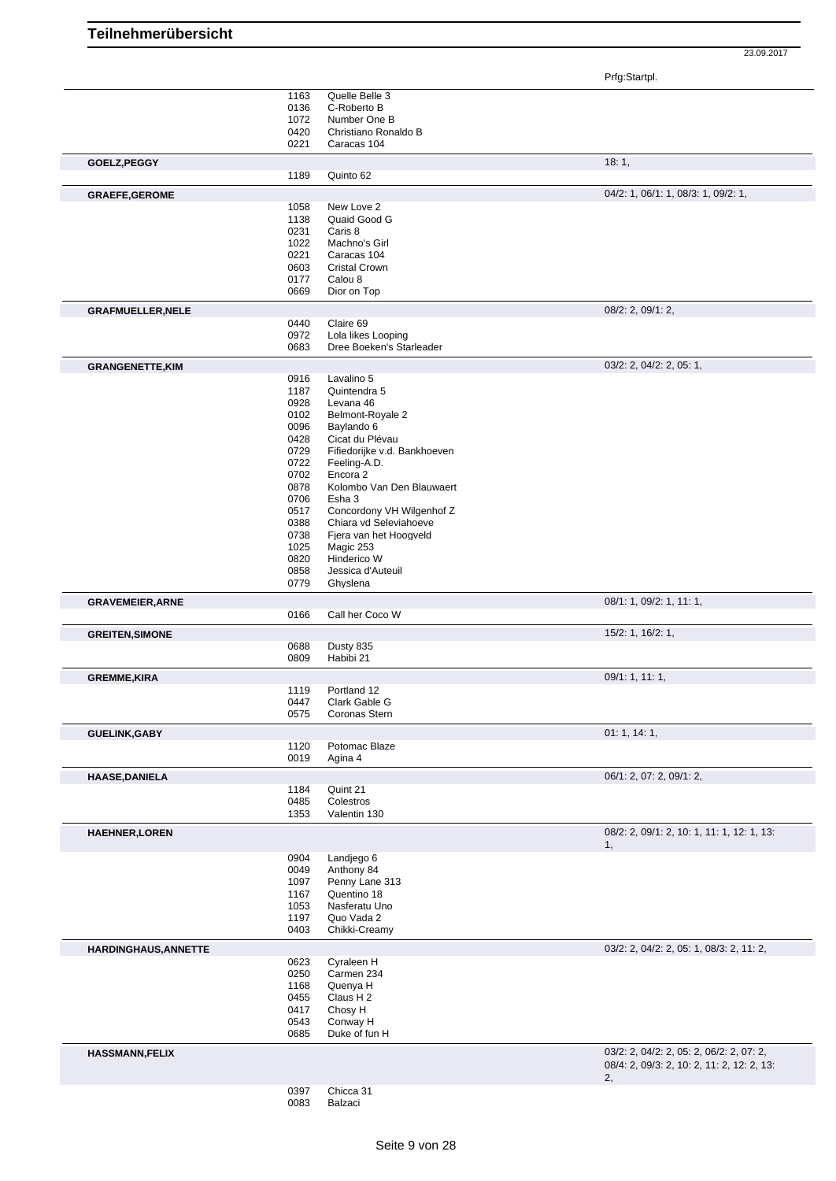# Teilnehmerübersicht

23.09.2017

| | | | Prfg:Startpl. |
|---|---|---|---|
| | 1163 | Quelle Belle 3 | |
| | 0136 | C-Roberto B | |
| | 1072 | Number One B | |
| | 0420 | Christiano Ronaldo B | |
| | 0221 | Caracas 104 | |
| **GOELZ,PEGGY** | | | 18: 1, |
| | 1189 | Quinto 62 | |
| **GRAEFE,GEROME** | | | 04/2: 1, 06/1: 1, 08/3: 1, 09/2: 1, |
| | 1058 | New Love 2 | |
| | 1138 | Quaid Good G | |
| | 0231 | Caris 8 | |
| | 1022 | Machno's Girl | |
| | 0221 | Caracas 104 | |
| | 0603 | Cristal Crown | |
| | 0177 | Calou 8 | |
| | 0669 | Dior on Top | |
| **GRAFMUELLER,NELE** | | | 08/2: 2, 09/1: 2, |
| | 0440 | Claire 69 | |
| | 0972 | Lola likes Looping | |
| | 0683 | Dree Boeken's Starleader | |
| **GRANGENETTE,KIM** | | | 03/2: 2, 04/2: 2, 05: 1, |
| | 0916 | Lavalino 5 | |
| | 1187 | Quintendra 5 | |
| | 0928 | Levana 46 | |
| | 0102 | Belmont-Royale 2 | |
| | 0096 | Baylando 6 | |
| | 0428 | Cicat du Plévau | |
| | 0729 | Fifiedorijke v.d. Bankhoeven | |
| | 0722 | Feeling-A.D. | |
| | 0702 | Encora 2 | |
| | 0878 | Kolombo Van Den Blauwaert | |
| | 0706 | Esha 3 | |
| | 0517 | Concordony VH Wilgenhof Z | |
| | 0388 | Chiara vd Seleviahoeve | |
| | 0738 | Fjera van het Hoogveld | |
| | 1025 | Magic 253 | |
| | 0820 | Hinderico W | |
| | 0858 | Jessica d'Auteuil | |
| | 0779 | Ghyslena | |
| **GRAVEMEIER,ARNE** | | | 08/1: 1, 09/2: 1, 11: 1, |
| | 0166 | Call her Coco W | |
| **GREITEN,SIMONE** | | | 15/2: 1, 16/2: 1, |
| | 0688 | Dusty 835 | |
| | 0809 | Habibi 21 | |
| **GREMME,KIRA** | | | 09/1: 1, 11: 1, |
| | 1119 | Portland 12 | |
| | 0447 | Clark Gable G | |
| | 0575 | Coronas Stern | |
| **GUELINK,GABY** | | | 01: 1, 14: 1, |
| | 1120 | Potomac Blaze | |
| | 0019 | Agina 4 | |
| **HAASE,DANIELA** | | | 06/1: 2, 07: 2, 09/1: 2, |
| | 1184 | Quint 21 | |
| | 0485 | Colestros | |
| | 1353 | Valentin 130 | |
| **HAEHNER,LOREN** | | | 08/2: 2, 09/1: 2, 10: 1, 11: 1, 12: 1, 13: 1, |
| | 0904 | Landjego 6 | |
| | 0049 | Anthony 84 | |
| | 1097 | Penny Lane 313 | |
| | 1167 | Quentino 18 | |
| | 1053 | Nasferatu Uno | |
| | 1197 | Quo Vada 2 | |
| | 0403 | Chikki-Creamy | |
| **HARDINGHAUS,ANNETTE** | | | 03/2: 2, 04/2: 2, 05: 1, 08/3: 2, 11: 2, |
| | 0623 | Cyraleen H | |
| | 0250 | Carmen 234 | |
| | 1168 | Quenya H | |
| | 0455 | Claus H 2 | |
| | 0417 | Chosy H | |
| | 0543 | Conway H | |
| | 0685 | Duke of fun H | |
| **HASSMANN,FELIX** | | | 03/2: 2, 04/2: 2, 05: 2, 06/2: 2, 07: 2, 08/4: 2, 09/3: 2, 10: 2, 11: 2, 12: 2, 13: 2, |
| | 0397 | Chicca 31 | |
| | 0083 | Balzaci | |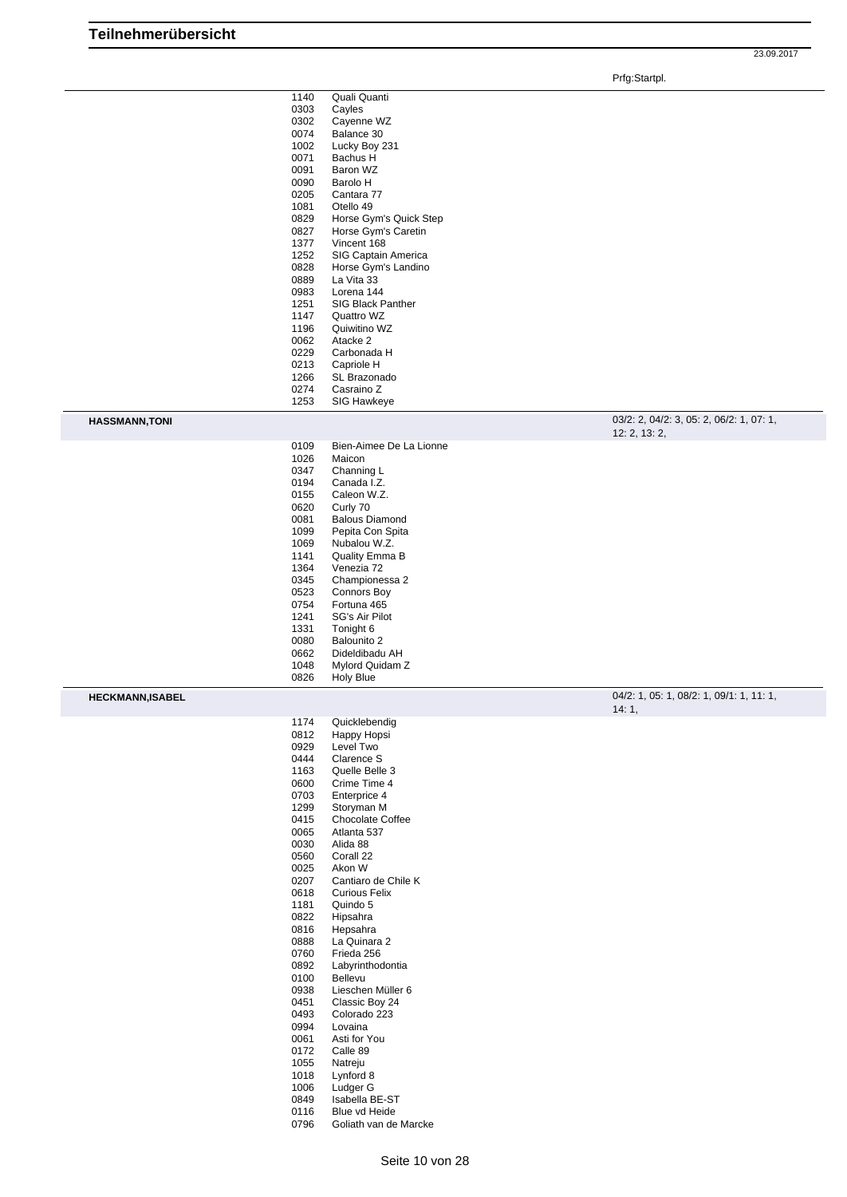# Teilnehmerübersicht

23.09.2017

Prfg:Startpl.

| | | | |
|---|---|---|---|
| | 1140 | Quali Quanti | |
| | 0303 | Cayles | |
| | 0302 | Cayenne WZ | |
| | 0074 | Balance 30 | |
| | 1002 | Lucky Boy 231 | |
| | 0071 | Bachus H | |
| | 0091 | Baron WZ | |
| | 0090 | Barolo H | |
| | 0205 | Cantara 77 | |
| | 1081 | Otello 49 | |
| | 0829 | Horse Gym's Quick Step | |
| | 0827 | Horse Gym's Caretin | |
| | 1377 | Vincent 168 | |
| | 1252 | SIG Captain America | |
| | 0828 | Horse Gym's Landino | |
| | 0889 | La Vita 33 | |
| | 0983 | Lorena 144 | |
| | 1251 | SIG Black Panther | |
| | 1147 | Quattro WZ | |
| | 1196 | Quiwitino WZ | |
| | 0062 | Atacke 2 | |
| | 0229 | Carbonada H | |
| | 0213 | Capriole H | |
| | 1266 | SL Brazonado | |
| | 0274 | Casraino Z | |
| | 1253 | SIG Hawkeye | |
| **HASSMANN,TONI** | | | 03/2: 2, 04/2: 3, 05: 2, 06/2: 1, 07: 1, 12: 2, 13: 2, |
| | 0109 | Bien-Aimee De La Lionne | |
| | 1026 | Maicon | |
| | 0347 | Channing L | |
| | 0194 | Canada I.Z. | |
| | 0155 | Caleon W.Z. | |
| | 0620 | Curly 70 | |
| | 0081 | Balous Diamond | |
| | 1099 | Pepita Con Spita | |
| | 1069 | Nubalou W.Z. | |
| | 1141 | Quality Emma B | |
| | 1364 | Venezia 72 | |
| | 0345 | Championessa 2 | |
| | 0523 | Connors Boy | |
| | 0754 | Fortuna 465 | |
| | 1241 | SG's Air Pilot | |
| | 1331 | Tonight 6 | |
| | 0080 | Balounito 2 | |
| | 0662 | Dideldibadu AH | |
| | 1048 | Mylord Quidam Z | |
| | 0826 | Holy Blue | |
| **HECKMANN,ISABEL** | | | 04/2: 1, 05: 1, 08/2: 1, 09/1: 1, 11: 1, 14: 1, |
| | 1174 | Quicklebendig | |
| | 0812 | Happy Hopsi | |
| | 0929 | Level Two | |
| | 0444 | Clarence S | |
| | 1163 | Quelle Belle 3 | |
| | 0600 | Crime Time 4 | |
| | 0703 | Enterprice 4 | |
| | 1299 | Storyman M | |
| | 0415 | Chocolate Coffee | |
| | 0065 | Atlanta 537 | |
| | 0030 | Alida 88 | |
| | 0560 | Corall 22 | |
| | 0025 | Akon W | |
| | 0207 | Cantiaro de Chile K | |
| | 0618 | Curious Felix | |
| | 1181 | Quindo 5 | |
| | 0822 | Hipsahra | |
| | 0816 | Hepsahra | |
| | 0888 | La Quinara 2 | |
| | 0760 | Frieda 256 | |
| | 0892 | Labyrinthodontia | |
| | 0100 | Bellevu | |
| | 0938 | Lieschen Müller 6 | |
| | 0451 | Classic Boy 24 | |
| | 0493 | Colorado 223 | |
| | 0994 | Lovaina | |
| | 0061 | Asti for You | |
| | 0172 | Calle 89 | |
| | 1055 | Natreju | |
| | 1018 | Lynford 8 | |
| | 1006 | Ludger G | |
| | 0849 | Isabella BE-ST | |
| | 0116 | Blue vd Heide | |
| | 0796 | Goliath van de Marcke | |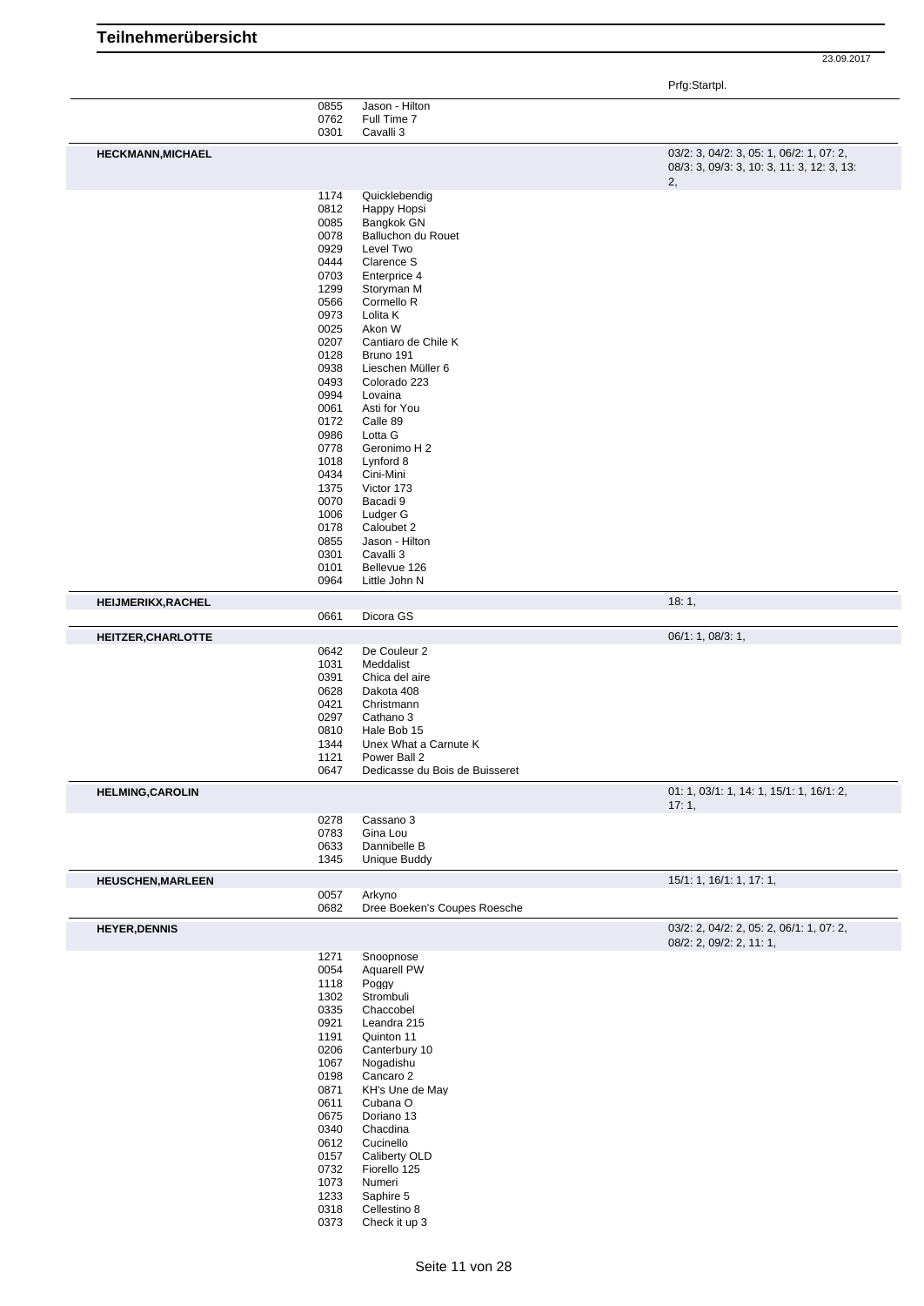# Teilnehmerübersicht

23.09.2017

| | | | Prfg:Startpl. |
|---|---|---|---|
| | 0855 | Jason - Hilton | |
| | 0762 | Full Time 7 | |
| | 0301 | Cavalli 3 | |
| **HECKMANN,MICHAEL** | | | 03/2: 3, 04/2: 3, 05: 1, 06/2: 1, 07: 2, 08/3: 3, 09/3: 3, 10: 3, 11: 3, 12: 3, 13: 2, |
| | 1174 | Quicklebendig | |
| | 0812 | Happy Hopsi | |
| | 0085 | Bangkok GN | |
| | 0078 | Balluchon du Rouet | |
| | 0929 | Level Two | |
| | 0444 | Clarence S | |
| | 0703 | Enterprice 4 | |
| | 1299 | Storyman M | |
| | 0566 | Cormello R | |
| | 0973 | Lolita K | |
| | 0025 | Akon W | |
| | 0207 | Cantiaro de Chile K | |
| | 0128 | Bruno 191 | |
| | 0938 | Lieschen Müller 6 | |
| | 0493 | Colorado 223 | |
| | 0994 | Lovaina | |
| | 0061 | Asti for You | |
| | 0172 | Calle 89 | |
| | 0986 | Lotta G | |
| | 0778 | Geronimo H 2 | |
| | 1018 | Lynford 8 | |
| | 0434 | Cini-Mini | |
| | 1375 | Victor 173 | |
| | 0070 | Bacadi 9 | |
| | 1006 | Ludger G | |
| | 0178 | Caloubet 2 | |
| | 0855 | Jason - Hilton | |
| | 0301 | Cavalli 3 | |
| | 0101 | Bellevue 126 | |
| | 0964 | Little John N | |
| **HEIJMERIKX,RACHEL** | | | 18: 1, |
| | 0661 | Dicora GS | |
| **HEITZER,CHARLOTTE** | | | 06/1: 1, 08/3: 1, |
| | 0642 | De Couleur 2 | |
| | 1031 | Meddalist | |
| | 0391 | Chica del aire | |
| | 0628 | Dakota 408 | |
| | 0421 | Christmann | |
| | 0297 | Cathano 3 | |
| | 0810 | Hale Bob 15 | |
| | 1344 | Unex What a Carnute K | |
| | 1121 | Power Ball 2 | |
| | 0647 | Dedicasse du Bois de Buisseret | |
| **HELMING,CAROLIN** | | | 01: 1, 03/1: 1, 14: 1, 15/1: 1, 16/1: 2, 17: 1, |
| | 0278 | Cassano 3 | |
| | 0783 | Gina Lou | |
| | 0633 | Dannibelle B | |
| | 1345 | Unique Buddy | |
| **HEUSCHEN,MARLEEN** | | | 15/1: 1, 16/1: 1, 17: 1, |
| | 0057 | Arkyno | |
| | 0682 | Dree Boeken's Coupes Roesche | |
| **HEYER,DENNIS** | | | 03/2: 2, 04/2: 2, 05: 2, 06/1: 1, 07: 2, 08/2: 2, 09/2: 2, 11: 1, |
| | 1271 | Snoopnose | |
| | 0054 | Aquarell PW | |
| | 1118 | Poggy | |
| | 1302 | Strombuli | |
| | 0335 | Chaccobel | |
| | 0921 | Leandra 215 | |
| | 1191 | Quinton 11 | |
| | 0206 | Canterbury 10 | |
| | 1067 | Nogadishu | |
| | 0198 | Cancaro 2 | |
| | 0871 | KH's Une de May | |
| | 0611 | Cubana O | |
| | 0675 | Doriano 13 | |
| | 0340 | Chacdina | |
| | 0612 | Cucinello | |
| | 0157 | Caliberty OLD | |
| | 0732 | Fiorello 125 | |
| | 1073 | Numeri | |
| | 1233 | Saphire 5 | |
| | 0318 | Cellestino 8 | |
| | 0373 | Check it up 3 | |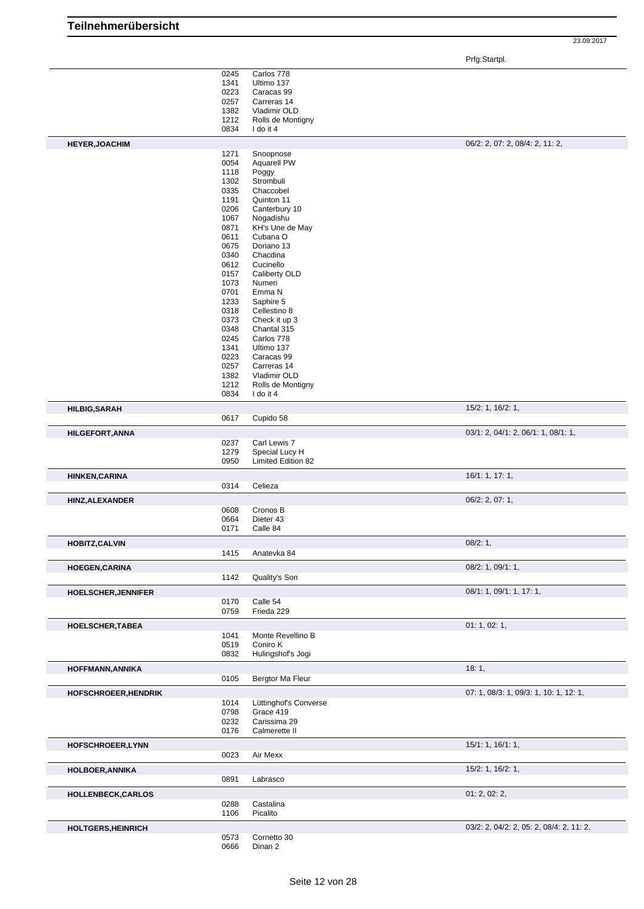# Teilnehmerübersicht

23.09.2017

| Teilnehmer | Nr. | Pferd | Prfg:Startpl. |
|---|---|---|---|
| | 0245 | Carlos 778 | |
| | 1341 | Ultimo 137 | |
| | 0223 | Caracas 99 | |
| | 0257 | Carreras 14 | |
| | 1382 | Vladimir OLD | |
| | 1212 | Rolls de Montigny | |
| | 0834 | I do it 4 | |
| **HEYER,JOACHIM** | | | 06/2: 2, 07: 2, 08/4: 2, 11: 2, |
| | 1271 | Snoopnose | |
| | 0054 | Aquarell PW | |
| | 1118 | Poggy | |
| | 1302 | Strombuli | |
| | 0335 | Chaccobel | |
| | 1191 | Quinton 11 | |
| | 0206 | Canterbury 10 | |
| | 1067 | Nogadishu | |
| | 0871 | KH's Une de May | |
| | 0611 | Cubana O | |
| | 0675 | Doriano 13 | |
| | 0340 | Chacdina | |
| | 0612 | Cucinello | |
| | 0157 | Caliberty OLD | |
| | 1073 | Numeri | |
| | 0701 | Emma N | |
| | 1233 | Saphire 5 | |
| | 0318 | Cellestino 8 | |
| | 0373 | Check it up 3 | |
| | 0348 | Chantal 315 | |
| | 0245 | Carlos 778 | |
| | 1341 | Ultimo 137 | |
| | 0223 | Caracas 99 | |
| | 0257 | Carreras 14 | |
| | 1382 | Vladimir OLD | |
| | 1212 | Rolls de Montigny | |
| | 0834 | I do it 4 | |
| **HILBIG,SARAH** | | | 15/2: 1, 16/2: 1, |
| | 0617 | Cupido 58 | |
| **HILGEFORT,ANNA** | | | 03/1: 2, 04/1: 2, 06/1: 1, 08/1: 1, |
| | 0237 | Carl Lewis 7 | |
| | 1279 | Special Lucy H | |
| | 0950 | Limited Edition 82 | |
| **HINKEN,CARINA** | | | 16/1: 1, 17: 1, |
| | 0314 | Celieza | |
| **HINZ,ALEXANDER** | | | 06/2: 2, 07: 1, |
| | 0608 | Cronos B | |
| | 0664 | Dieter 43 | |
| | 0171 | Calle 84 | |
| **HOBITZ,CALVIN** | | | 08/2: 1, |
| | 1415 | Anatevka 84 | |
| **HOEGEN,CARINA** | | | 08/2: 1, 09/1: 1, |
| | 1142 | Quality's Son | |
| **HOELSCHER,JENNIFER** | | | 08/1: 1, 09/1: 1, 17: 1, |
| | 0170 | Calle 54 | |
| | 0759 | Frieda 229 | |
| **HOELSCHER,TABEA** | | | 01: 1, 02: 1, |
| | 1041 | Monte Revellino B | |
| | 0519 | Coniro K | |
| | 0832 | Hulingshof's Jogi | |
| **HOFFMANN,ANNIKA** | | | 18: 1, |
| | 0105 | Bergtor Ma Fleur | |
| **HOFSCHROEER,HENDRIK** | | | 07: 1, 08/3: 1, 09/3: 1, 10: 1, 12: 1, |
| | 1014 | Lüttinghof's Converse | |
| | 0798 | Grace 419 | |
| | 0232 | Carissima 29 | |
| | 0176 | Calmerette II | |
| **HOFSCHROEER,LYNN** | | | 15/1: 1, 16/1: 1, |
| | 0023 | Air Mexx | |
| **HOLBOER,ANNIKA** | | | 15/2: 1, 16/2: 1, |
| | 0891 | Labrasco | |
| **HOLLENBECK,CARLOS** | | | 01: 2, 02: 2, |
| | 0288 | Castalina | |
| | 1106 | Picalito | |
| **HOLTGERS,HEINRICH** | | | 03/2: 2, 04/2: 2, 05: 2, 08/4: 2, 11: 2, |
| | 0573 | Cornetto 30 | |
| | 0666 | Dinan 2 | |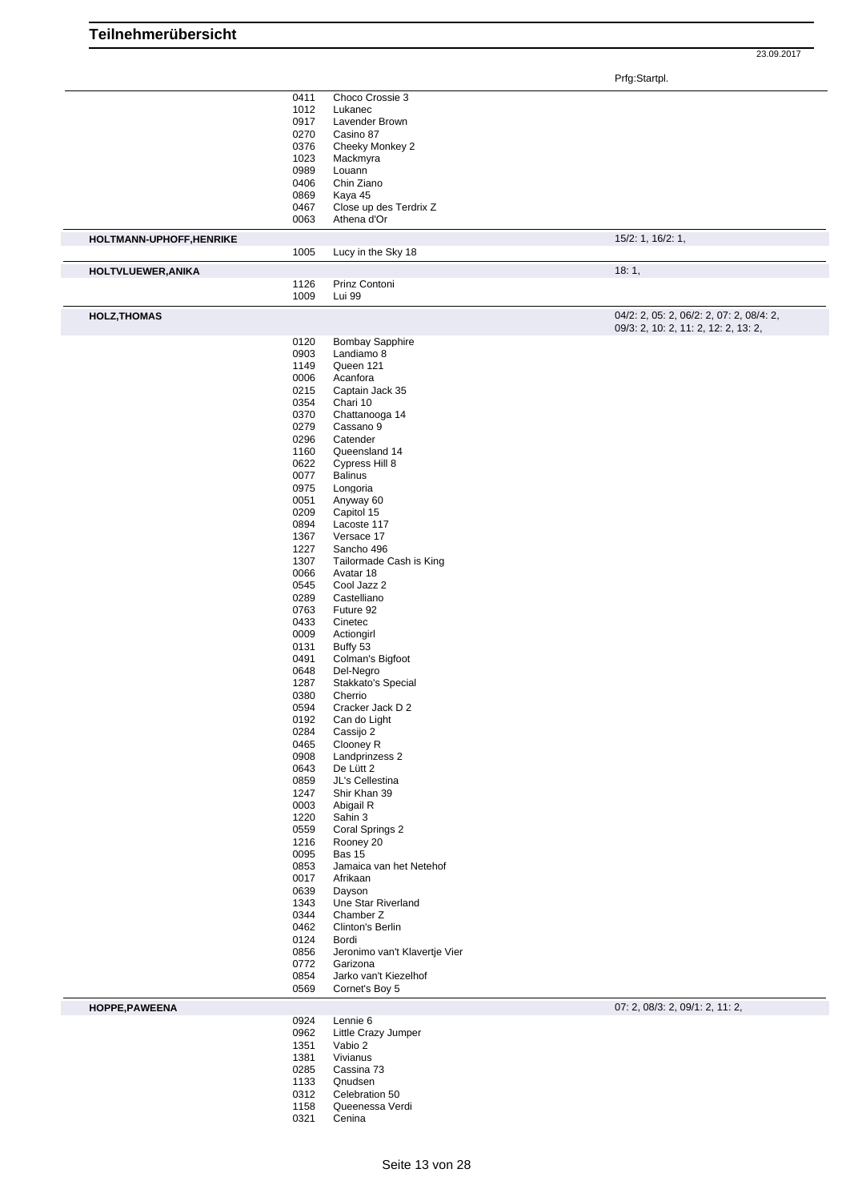# Teilnehmerübersicht

23.09.2017

Prfg:Startpl.

0411 Choco Crossie 3
1012 Lukanec
0917 Lavender Brown
0270 Casino 87
0376 Cheeky Monkey 2
1023 Mackmyra
0989 Louann
0406 Chin Ziano
0869 Kaya 45
0467 Close up des Terdrix Z
0063 Athena d'Or

**HOLTMANN-UPHOFF,HENRIKE** — 15/2: 1, 16/2: 1,

1005 Lucy in the Sky 18

**HOLTVLUEWER,ANIKA** — 18: 1,

1126 Prinz Contoni
1009 Lui 99

**HOLZ,THOMAS** — 04/2: 2, 05: 2, 06/2: 2, 07: 2, 08/4: 2, 09/3: 2, 10: 2, 11: 2, 12: 2, 13: 2,

0120 Bombay Sapphire
0903 Landiamo 8
1149 Queen 121
0006 Acanfora
0215 Captain Jack 35
0354 Chari 10
0370 Chattanooga 14
0279 Cassano 9
0296 Catender
1160 Queensland 14
0622 Cypress Hill 8
0077 Balinus
0975 Longoria
0051 Anyway 60
0209 Capitol 15
0894 Lacoste 117
1367 Versace 17
1227 Sancho 496
1307 Tailormade Cash is King
0066 Avatar 18
0545 Cool Jazz 2
0289 Castelliano
0763 Future 92
0433 Cinetec
0009 Actiongirl
0131 Buffy 53
0491 Colman's Bigfoot
0648 Del-Negro
1287 Stakkato's Special
0380 Cherrio
0594 Cracker Jack D 2
0192 Can do Light
0284 Cassijo 2
0465 Clooney R
0908 Landprinzess 2
0643 De Lütt 2
0859 JL's Cellestina
1247 Shir Khan 39
0003 Abigail R
1220 Sahin 3
0559 Coral Springs 2
1216 Rooney 20
0095 Bas 15
0853 Jamaica van het Netehof
0017 Afrikaan
0639 Dayson
1343 Une Star Riverland
0344 Chamber Z
0462 Clinton's Berlin
0124 Bordi
0856 Jeronimo van't Klavertje Vier
0772 Garizona
0854 Jarko van't Kiezelhof
0569 Cornet's Boy 5

**HOPPE,PAWEENA** — 07: 2, 08/3: 2, 09/1: 2, 11: 2,

0924 Lennie 6
0962 Little Crazy Jumper
1351 Vabio 2
1381 Vivianus
0285 Cassina 73
1133 Qnudsen
0312 Celebration 50
1158 Queenessa Verdi
0321 Cenina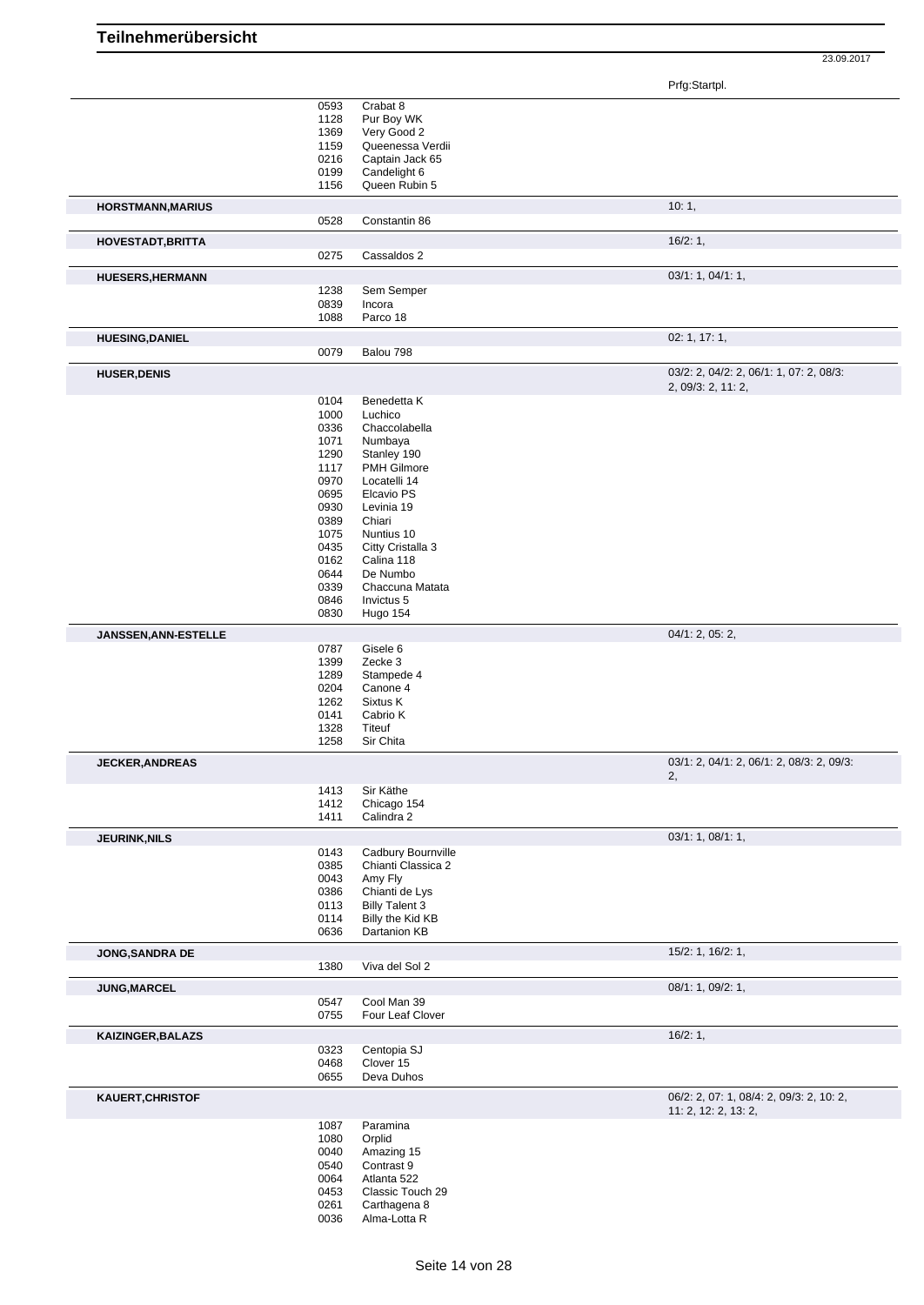# Teilnehmerübersicht

23.09.2017

| Name | Nr. | Pferd | Prfg:Startpl. |
|---|---|---|---|
| | 0593 | Crabat 8 | |
| | 1128 | Pur Boy WK | |
| | 1369 | Very Good 2 | |
| | 1159 | Queenessa Verdii | |
| | 0216 | Captain Jack 65 | |
| | 0199 | Candelight 6 | |
| | 1156 | Queen Rubin 5 | |
| **HORSTMANN,MARIUS** | | | 10: 1, |
| | 0528 | Constantin 86 | |
| **HOVESTADT,BRITTA** | | | 16/2: 1, |
| | 0275 | Cassaldos 2 | |
| **HUESERS,HERMANN** | | | 03/1: 1, 04/1: 1, |
| | 1238 | Sem Semper | |
| | 0839 | Incora | |
| | 1088 | Parco 18 | |
| **HUESING,DANIEL** | | | 02: 1, 17: 1, |
| | 0079 | Balou 798 | |
| **HUSER,DENIS** | | | 03/2: 2, 04/2: 2, 06/1: 1, 07: 2, 08/3: 2, 09/3: 2, 11: 2, |
| | 0104 | Benedetta K | |
| | 1000 | Luchico | |
| | 0336 | Chaccolabella | |
| | 1071 | Numbaya | |
| | 1290 | Stanley 190 | |
| | 1117 | PMH Gilmore | |
| | 0970 | Locatelli 14 | |
| | 0695 | Elcavio PS | |
| | 0930 | Levinia 19 | |
| | 0389 | Chiari | |
| | 1075 | Nuntius 10 | |
| | 0435 | Citty Cristalla 3 | |
| | 0162 | Calina 118 | |
| | 0644 | De Numbo | |
| | 0339 | Chaccuna Matata | |
| | 0846 | Invictus 5 | |
| | 0830 | Hugo 154 | |
| **JANSSEN,ANN-ESTELLE** | | | 04/1: 2, 05: 2, |
| | 0787 | Gisele 6 | |
| | 1399 | Zecke 3 | |
| | 1289 | Stampede 4 | |
| | 0204 | Canone 4 | |
| | 1262 | Sixtus K | |
| | 0141 | Cabrio K | |
| | 1328 | Titeuf | |
| | 1258 | Sir Chita | |
| **JECKER,ANDREAS** | | | 03/1: 2, 04/1: 2, 06/1: 2, 08/3: 2, 09/3: 2, |
| | 1413 | Sir Käthe | |
| | 1412 | Chicago 154 | |
| | 1411 | Calindra 2 | |
| **JEURINK,NILS** | | | 03/1: 1, 08/1: 1, |
| | 0143 | Cadbury Bournville | |
| | 0385 | Chianti Classica 2 | |
| | 0043 | Amy Fly | |
| | 0386 | Chianti de Lys | |
| | 0113 | Billy Talent 3 | |
| | 0114 | Billy the Kid KB | |
| | 0636 | Dartanion KB | |
| **JONG,SANDRA DE** | | | 15/2: 1, 16/2: 1, |
| | 1380 | Viva del Sol 2 | |
| **JUNG,MARCEL** | | | 08/1: 1, 09/2: 1, |
| | 0547 | Cool Man 39 | |
| | 0755 | Four Leaf Clover | |
| **KAIZINGER,BALAZS** | | | 16/2: 1, |
| | 0323 | Centopia SJ | |
| | 0468 | Clover 15 | |
| | 0655 | Deva Duhos | |
| **KAUERT,CHRISTOF** | | | 06/2: 2, 07: 1, 08/4: 2, 09/3: 2, 10: 2, 11: 2, 12: 2, 13: 2, |
| | 1087 | Paramina | |
| | 1080 | Orplid | |
| | 0040 | Amazing 15 | |
| | 0540 | Contrast 9 | |
| | 0064 | Atlanta 522 | |
| | 0453 | Classic Touch 29 | |
| | 0261 | Carthagena 8 | |
| | 0036 | Alma-Lotta R | |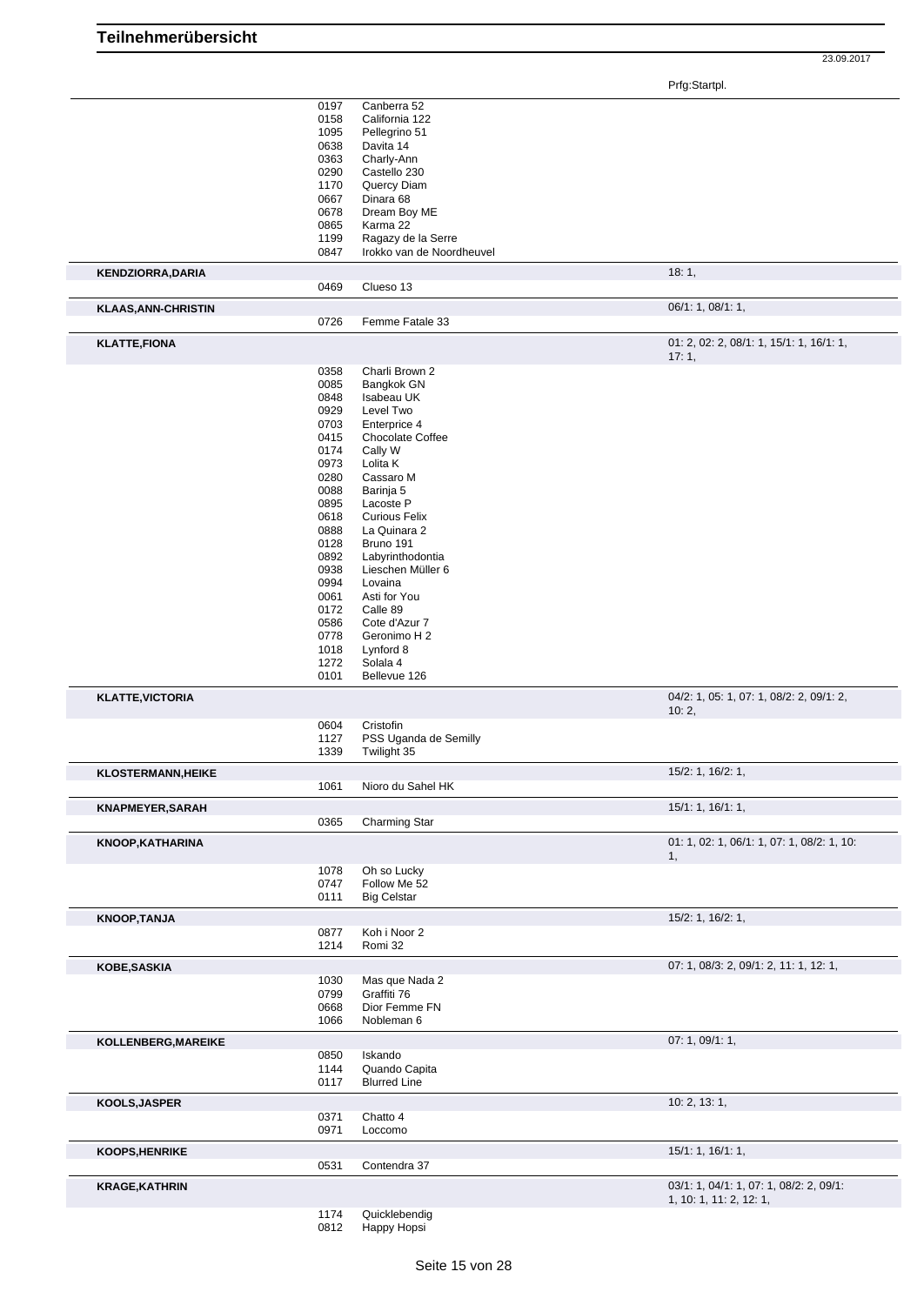# Teilnehmerübersicht

23.09.2017

| | | | Prfg:Startpl. |
|---|---|---|---|
| | 0197 | Canberra 52 | |
| | 0158 | California 122 | |
| | 1095 | Pellegrino 51 | |
| | 0638 | Davita 14 | |
| | 0363 | Charly-Ann | |
| | 0290 | Castello 230 | |
| | 1170 | Quercy Diam | |
| | 0667 | Dinara 68 | |
| | 0678 | Dream Boy ME | |
| | 0865 | Karma 22 | |
| | 1199 | Ragazy de la Serre | |
| | 0847 | Irokko van de Noordheuvel | |
| **KENDZIORRA,DARIA** | | | 18: 1, |
| | 0469 | Clueso 13 | |
| **KLAAS,ANN-CHRISTIN** | | | 06/1: 1, 08/1: 1, |
| | 0726 | Femme Fatale 33 | |
| **KLATTE,FIONA** | | | 01: 2, 02: 2, 08/1: 1, 15/1: 1, 16/1: 1, 17: 1, |
| | 0358 | Charli Brown 2 | |
| | 0085 | Bangkok GN | |
| | 0848 | Isabeau UK | |
| | 0929 | Level Two | |
| | 0703 | Enterprice 4 | |
| | 0415 | Chocolate Coffee | |
| | 0174 | Cally W | |
| | 0973 | Lolita K | |
| | 0280 | Cassaro M | |
| | 0088 | Barinja 5 | |
| | 0895 | Lacoste P | |
| | 0618 | Curious Felix | |
| | 0888 | La Quinara 2 | |
| | 0128 | Bruno 191 | |
| | 0892 | Labyrinthodontia | |
| | 0938 | Lieschen Müller 6 | |
| | 0994 | Lovaina | |
| | 0061 | Asti for You | |
| | 0172 | Calle 89 | |
| | 0586 | Cote d'Azur 7 | |
| | 0778 | Geronimo H 2 | |
| | 1018 | Lynford 8 | |
| | 1272 | Solala 4 | |
| | 0101 | Bellevue 126 | |
| **KLATTE,VICTORIA** | | | 04/2: 1, 05: 1, 07: 1, 08/2: 2, 09/1: 2, 10: 2, |
| | 0604 | Cristofin | |
| | 1127 | PSS Uganda de Semilly | |
| | 1339 | Twilight 35 | |
| **KLOSTERMANN,HEIKE** | | | 15/2: 1, 16/2: 1, |
| | 1061 | Nioro du Sahel HK | |
| **KNAPMEYER,SARAH** | | | 15/1: 1, 16/1: 1, |
| | 0365 | Charming Star | |
| **KNOOP,KATHARINA** | | | 01: 1, 02: 1, 06/1: 1, 07: 1, 08/2: 1, 10: 1, |
| | 1078 | Oh so Lucky | |
| | 0747 | Follow Me 52 | |
| | 0111 | Big Celstar | |
| **KNOOP,TANJA** | | | 15/2: 1, 16/2: 1, |
| | 0877 | Koh i Noor 2 | |
| | 1214 | Romi 32 | |
| **KOBE,SASKIA** | | | 07: 1, 08/3: 2, 09/1: 2, 11: 1, 12: 1, |
| | 1030 | Mas que Nada 2 | |
| | 0799 | Graffiti 76 | |
| | 0668 | Dior Femme FN | |
| | 1066 | Nobleman 6 | |
| **KOLLENBERG,MAREIKE** | | | 07: 1, 09/1: 1, |
| | 0850 | Iskando | |
| | 1144 | Quando Capita | |
| | 0117 | Blurred Line | |
| **KOOLS,JASPER** | | | 10: 2, 13: 1, |
| | 0371 | Chatto 4 | |
| | 0971 | Loccomo | |
| **KOOPS,HENRIKE** | | | 15/1: 1, 16/1: 1, |
| | 0531 | Contendra 37 | |
| **KRAGE,KATHRIN** | | | 03/1: 1, 04/1: 1, 07: 1, 08/2: 2, 09/1: 1, 10: 1, 11: 2, 12: 1, |
| | 1174 | Quicklebendig | |
| | 0812 | Happy Hopsi | |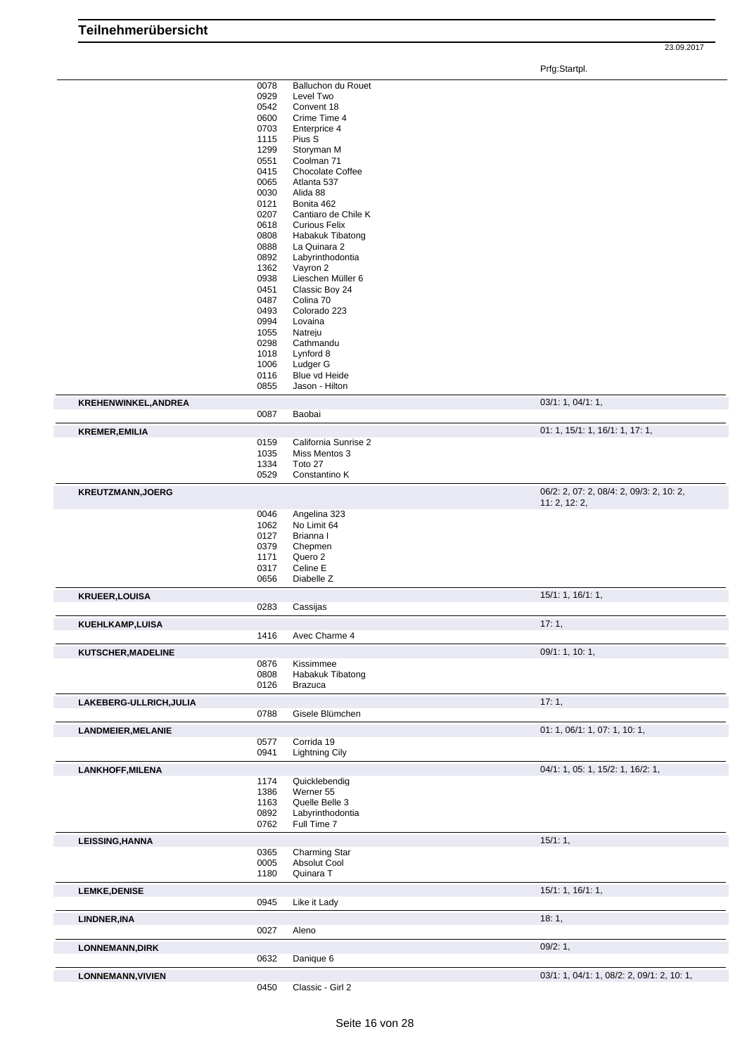# Teilnehmerübersicht

23.09.2017

| Teilnehmer | Nr. | Pferd | Prfg:Startpl. |
|---|---|---|---|
| | 0078 | Balluchon du Rouet | |
| | 0929 | Level Two | |
| | 0542 | Convent 18 | |
| | 0600 | Crime Time 4 | |
| | 0703 | Enterprice 4 | |
| | 1115 | Pius S | |
| | 1299 | Storyman M | |
| | 0551 | Coolman 71 | |
| | 0415 | Chocolate Coffee | |
| | 0065 | Atlanta 537 | |
| | 0030 | Alida 88 | |
| | 0121 | Bonita 462 | |
| | 0207 | Cantiaro de Chile K | |
| | 0618 | Curious Felix | |
| | 0808 | Habakuk Tibatong | |
| | 0888 | La Quinara 2 | |
| | 0892 | Labyrinthodontia | |
| | 1362 | Vayron 2 | |
| | 0938 | Lieschen Müller 6 | |
| | 0451 | Classic Boy 24 | |
| | 0487 | Colina 70 | |
| | 0493 | Colorado 223 | |
| | 0994 | Lovaina | |
| | 1055 | Natreju | |
| | 0298 | Cathmandu | |
| | 1018 | Lynford 8 | |
| | 1006 | Ludger G | |
| | 0116 | Blue vd Heide | |
| | 0855 | Jason - Hilton | |
| **KREHENWINKEL,ANDREA** | | | 03/1: 1, 04/1: 1, |
| | 0087 | Baobai | |
| **KREMER,EMILIA** | | | 01: 1, 15/1: 1, 16/1: 1, 17: 1, |
| | 0159 | California Sunrise 2 | |
| | 1035 | Miss Mentos 3 | |
| | 1334 | Toto 27 | |
| | 0529 | Constantino K | |
| **KREUTZMANN,JOERG** | | | 06/2: 2, 07: 2, 08/4: 2, 09/3: 2, 10: 2, 11: 2, 12: 2, |
| | 0046 | Angelina 323 | |
| | 1062 | No Limit 64 | |
| | 0127 | Brianna I | |
| | 0379 | Chepmen | |
| | 1171 | Quero 2 | |
| | 0317 | Celine E | |
| | 0656 | Diabelle Z | |
| **KRUEER,LOUISA** | | | 15/1: 1, 16/1: 1, |
| | 0283 | Cassijas | |
| **KUEHLKAMP,LUISA** | | | 17: 1, |
| | 1416 | Avec Charme 4 | |
| **KUTSCHER,MADELINE** | | | 09/1: 1, 10: 1, |
| | 0876 | Kissimmee | |
| | 0808 | Habakuk Tibatong | |
| | 0126 | Brazuca | |
| **LAKEBERG-ULLRICH,JULIA** | | | 17: 1, |
| | 0788 | Gisele Blümchen | |
| **LANDMEIER,MELANIE** | | | 01: 1, 06/1: 1, 07: 1, 10: 1, |
| | 0577 | Corrida 19 | |
| | 0941 | Lightning Cily | |
| **LANKHOFF,MILENA** | | | 04/1: 1, 05: 1, 15/2: 1, 16/2: 1, |
| | 1174 | Quicklebendig | |
| | 1386 | Werner 55 | |
| | 1163 | Quelle Belle 3 | |
| | 0892 | Labyrinthodontia | |
| | 0762 | Full Time 7 | |
| **LEISSING,HANNA** | | | 15/1: 1, |
| | 0365 | Charming Star | |
| | 0005 | Absolut Cool | |
| | 1180 | Quinara T | |
| **LEMKE,DENISE** | | | 15/1: 1, 16/1: 1, |
| | 0945 | Like it Lady | |
| **LINDNER,INA** | | | 18: 1, |
| | 0027 | Aleno | |
| **LONNEMANN,DIRK** | | | 09/2: 1, |
| | 0632 | Danique 6 | |
| **LONNEMANN,VIVIEN** | | | 03/1: 1, 04/1: 1, 08/2: 2, 09/1: 2, 10: 1, |
| | 0450 | Classic - Girl 2 | |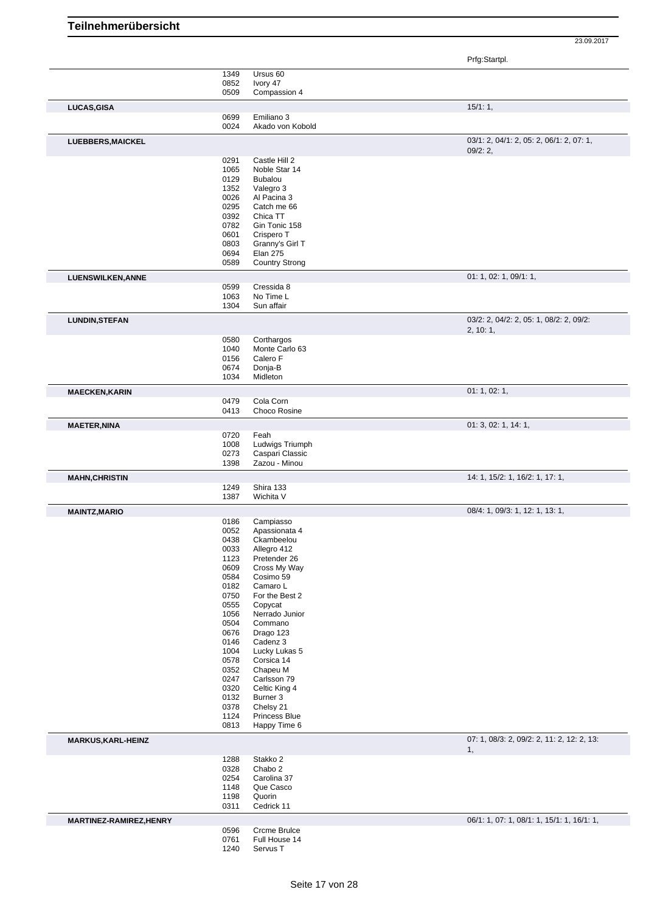# Teilnehmerübersicht

23.09.2017

| Name | Nr. | Pferd | Prfg:Startpl. |
|---|---|---|---|
| | 1349 | Ursus 60 | |
| | 0852 | Ivory 47 | |
| | 0509 | Compassion 4 | |
| **LUCAS,GISA** | | | 15/1: 1, |
| | 0699 | Emiliano 3 | |
| | 0024 | Akado von Kobold | |
| **LUEBBERS,MAICKEL** | | | 03/1: 2, 04/1: 2, 05: 2, 06/1: 2, 07: 1, 09/2: 2, |
| | 0291 | Castle Hill 2 | |
| | 1065 | Noble Star 14 | |
| | 0129 | Bubalou | |
| | 1352 | Valegro 3 | |
| | 0026 | Al Pacina 3 | |
| | 0295 | Catch me 66 | |
| | 0392 | Chica TT | |
| | 0782 | Gin Tonic 158 | |
| | 0601 | Crispero T | |
| | 0803 | Granny's Girl T | |
| | 0694 | Elan 275 | |
| | 0589 | Country Strong | |
| **LUENSWILKEN,ANNE** | | | 01: 1, 02: 1, 09/1: 1, |
| | 0599 | Cressida 8 | |
| | 1063 | No Time L | |
| | 1304 | Sun affair | |
| **LUNDIN,STEFAN** | | | 03/2: 2, 04/2: 2, 05: 1, 08/2: 2, 09/2: 2, 10: 1, |
| | 0580 | Corthargos | |
| | 1040 | Monte Carlo 63 | |
| | 0156 | Calero F | |
| | 0674 | Donja-B | |
| | 1034 | Midleton | |
| **MAECKEN,KARIN** | | | 01: 1, 02: 1, |
| | 0479 | Cola Corn | |
| | 0413 | Choco Rosine | |
| **MAETER,NINA** | | | 01: 3, 02: 1, 14: 1, |
| | 0720 | Feah | |
| | 1008 | Ludwigs Triumph | |
| | 0273 | Caspari Classic | |
| | 1398 | Zazou - Minou | |
| **MAHN,CHRISTIN** | | | 14: 1, 15/2: 1, 16/2: 1, 17: 1, |
| | 1249 | Shira 133 | |
| | 1387 | Wichita V | |
| **MAINTZ,MARIO** | | | 08/4: 1, 09/3: 1, 12: 1, 13: 1, |
| | 0186 | Campiasso | |
| | 0052 | Apassionata 4 | |
| | 0438 | Ckambeelou | |
| | 0033 | Allegro 412 | |
| | 1123 | Pretender 26 | |
| | 0609 | Cross My Way | |
| | 0584 | Cosimo 59 | |
| | 0182 | Camaro L | |
| | 0750 | For the Best 2 | |
| | 0555 | Copycat | |
| | 1056 | Nerrado Junior | |
| | 0504 | Commano | |
| | 0676 | Drago 123 | |
| | 0146 | Cadenz 3 | |
| | 1004 | Lucky Lukas 5 | |
| | 0578 | Corsica 14 | |
| | 0352 | Chapeu M | |
| | 0247 | Carlsson 79 | |
| | 0320 | Celtic King 4 | |
| | 0132 | Burner 3 | |
| | 0378 | Chelsy 21 | |
| | 1124 | Princess Blue | |
| | 0813 | Happy Time 6 | |
| **MARKUS,KARL-HEINZ** | | | 07: 1, 08/3: 2, 09/2: 2, 11: 2, 12: 2, 13: 1, |
| | 1288 | Stakko 2 | |
| | 0328 | Chabo 2 | |
| | 0254 | Carolina 37 | |
| | 1148 | Que Casco | |
| | 1198 | Quorin | |
| | 0311 | Cedrick 11 | |
| **MARTINEZ-RAMIREZ,HENRY** | | | 06/1: 1, 07: 1, 08/1: 1, 15/1: 1, 16/1: 1, |
| | 0596 | Crcme Brulce | |
| | 0761 | Full House 14 | |
| | 1240 | Servus T | |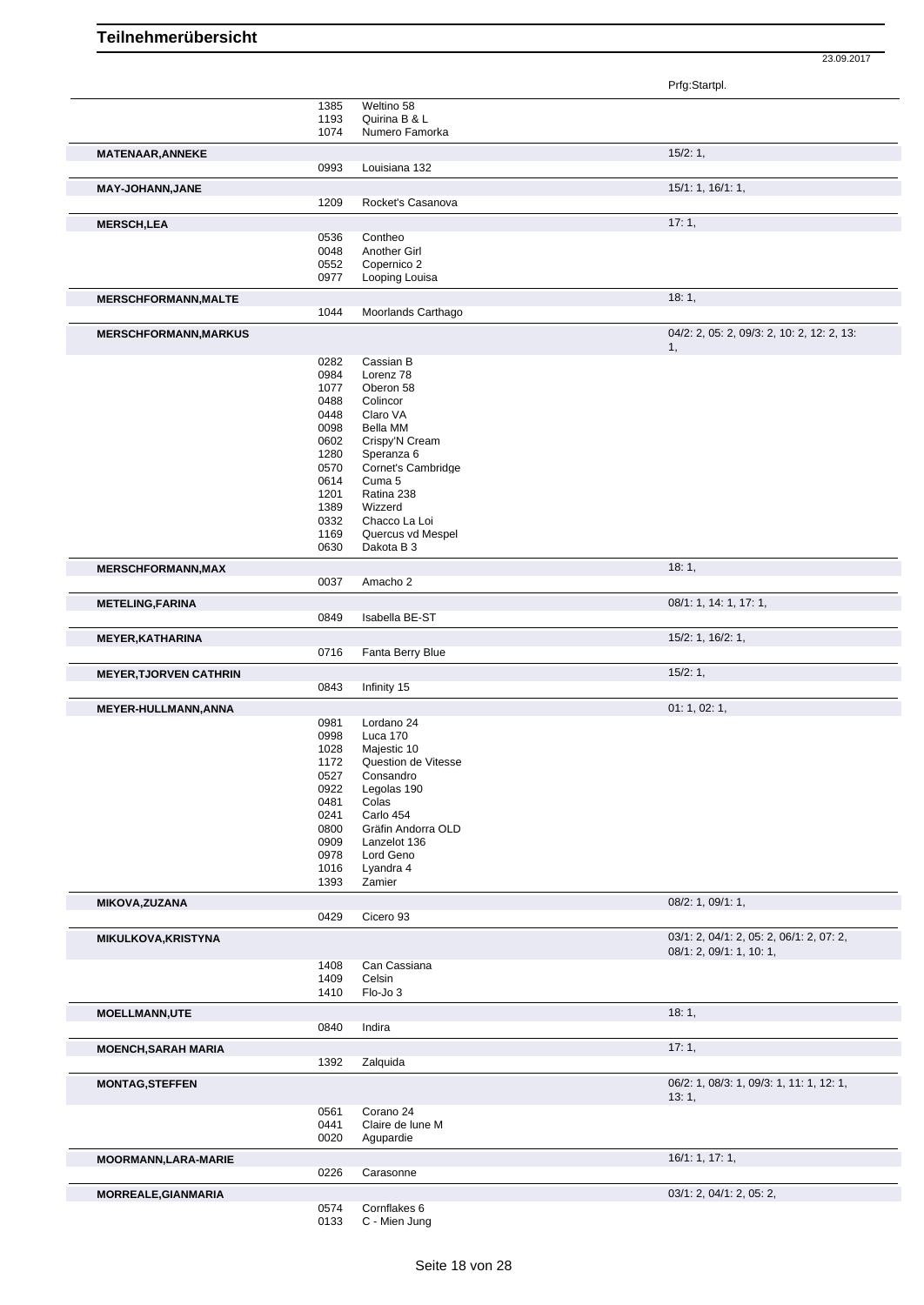# Teilnehmerübersicht

23.09.2017

| Name | Nr. | Pferd | Prfg:Startpl. |
| --- | --- | --- | --- |
| | 1385 | Weltino 58 | |
| | 1193 | Quirina B & L | |
| | 1074 | Numero Famorka | |
| **MATENAAR,ANNEKE** | | | 15/2: 1, |
| | 0993 | Louisiana 132 | |
| **MAY-JOHANN,JANE** | | | 15/1: 1, 16/1: 1, |
| | 1209 | Rocket's Casanova | |
| **MERSCH,LEA** | | | 17: 1, |
| | 0536 | Contheo | |
| | 0048 | Another Girl | |
| | 0552 | Copernico 2 | |
| | 0977 | Looping Louisa | |
| **MERSCHFORMANN,MALTE** | | | 18: 1, |
| | 1044 | Moorlands Carthago | |
| **MERSCHFORMANN,MARKUS** | | | 04/2: 2, 05: 2, 09/3: 2, 10: 2, 12: 2, 13: 1, |
| | 0282 | Cassian B | |
| | 0984 | Lorenz 78 | |
| | 1077 | Oberon 58 | |
| | 0488 | Colincor | |
| | 0448 | Claro VA | |
| | 0098 | Bella MM | |
| | 0602 | Crispy'N Cream | |
| | 1280 | Speranza 6 | |
| | 0570 | Cornet's Cambridge | |
| | 0614 | Cuma 5 | |
| | 1201 | Ratina 238 | |
| | 1389 | Wizzerd | |
| | 0332 | Chacco La Loi | |
| | 1169 | Quercus vd Mespel | |
| | 0630 | Dakota B 3 | |
| **MERSCHFORMANN,MAX** | | | 18: 1, |
| | 0037 | Amacho 2 | |
| **METELING,FARINA** | | | 08/1: 1, 14: 1, 17: 1, |
| | 0849 | Isabella BE-ST | |
| **MEYER,KATHARINA** | | | 15/2: 1, 16/2: 1, |
| | 0716 | Fanta Berry Blue | |
| **MEYER,TJORVEN CATHRIN** | | | 15/2: 1, |
| | 0843 | Infinity 15 | |
| **MEYER-HULLMANN,ANNA** | | | 01: 1, 02: 1, |
| | 0981 | Lordano 24 | |
| | 0998 | Luca 170 | |
| | 1028 | Majestic 10 | |
| | 1172 | Question de Vitesse | |
| | 0527 | Consandro | |
| | 0922 | Legolas 190 | |
| | 0481 | Colas | |
| | 0241 | Carlo 454 | |
| | 0800 | Gräfin Andorra OLD | |
| | 0909 | Lanzelot 136 | |
| | 0978 | Lord Geno | |
| | 1016 | Lyandra 4 | |
| | 1393 | Zamier | |
| **MIKOVA,ZUZANA** | | | 08/2: 1, 09/1: 1, |
| | 0429 | Cicero 93 | |
| **MIKULKOVA,KRISTYNA** | | | 03/1: 2, 04/1: 2, 05: 2, 06/1: 2, 07: 2, 08/1: 2, 09/1: 1, 10: 1, |
| | 1408 | Can Cassiana | |
| | 1409 | Celsin | |
| | 1410 | Flo-Jo 3 | |
| **MOELLMANN,UTE** | | | 18: 1, |
| | 0840 | Indira | |
| **MOENCH,SARAH MARIA** | | | 17: 1, |
| | 1392 | Zalquida | |
| **MONTAG,STEFFEN** | | | 06/2: 1, 08/3: 1, 09/3: 1, 11: 1, 12: 1, 13: 1, |
| | 0561 | Corano 24 | |
| | 0441 | Claire de lune M | |
| | 0020 | Agupardie | |
| **MOORMANN,LARA-MARIE** | | | 16/1: 1, 17: 1, |
| | 0226 | Carasonne | |
| **MORREALE,GIANMARIA** | | | 03/1: 2, 04/1: 2, 05: 2, |
| | 0574 | Cornflakes 6 | |
| | 0133 | C - Mien Jung | |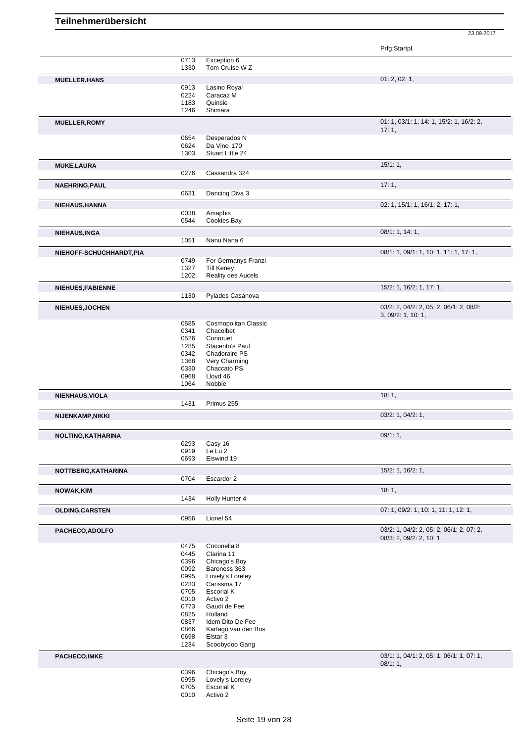# Teilnehmerübersicht

23.09.2017

| | | | Prfg:Startpl. |
|---|---|---|---|
| | 0713 | Exception 6 | |
| | 1330 | Tom Cruise W Z | |
| **MUELLER,HANS** | | | 01: 2, 02: 1, |
| | 0913 | Lasino Royal | |
| | 0224 | Caracaz M | |
| | 1183 | Quinsie | |
| | 1246 | Shimara | |
| **MUELLER,ROMY** | | | 01: 1, 03/1: 1, 14: 1, 15/2: 1, 16/2: 2, 17: 1, |
| | 0654 | Desperados N | |
| | 0624 | Da Vinci 170 | |
| | 1303 | Stuart Little 24 | |
| **MUKE,LAURA** | | | 15/1: 1, |
| | 0276 | Cassandra 324 | |
| **NAEHRING,PAUL** | | | 17: 1, |
| | 0631 | Dancing Diva 3 | |
| **NIEHAUS,HANNA** | | | 02: 1, 15/1: 1, 16/1: 2, 17: 1, |
| | 0038 | Amaphis | |
| | 0544 | Cookies Bay | |
| **NIEHAUS,INGA** | | | 08/1: 1, 14: 1, |
| | 1051 | Nanu Nana 6 | |
| **NIEHOFF-SCHUCHHARDT,PIA** | | | 08/1: 1, 09/1: 1, 10: 1, 11: 1, 17: 1, |
| | 0749 | For Germanys Franzi | |
| | 1327 | Till Keney | |
| | 1202 | Reality des Aucels | |
| **NIEHUES,FABIENNE** | | | 15/2: 1, 16/2: 1, 17: 1, |
| | 1130 | Pylades Casanova | |
| **NIEHUES,JOCHEN** | | | 03/2: 2, 04/2: 2, 05: 2, 06/1: 2, 08/2: 3, 09/2: 1, 10: 1, |
| | 0585 | Cosmopolitan Classic | |
| | 0341 | Chacolbet | |
| | 0526 | Conrouet | |
| | 1285 | Stacento's Paul | |
| | 0342 | Chadoraire PS | |
| | 1368 | Very Charming | |
| | 0330 | Chaccato PS | |
| | 0968 | Lloyd 46 | |
| | 1064 | Nobbie | |
| **NIENHAUS,VIOLA** | | | 18: 1, |
| | 1431 | Primus 255 | |
| **NIJENKAMP,NIKKI** | | | 03/2: 1, 04/2: 1, |
| **NOLTING,KATHARINA** | | | 09/1: 1, |
| | 0293 | Casy 16 | |
| | 0919 | Le Lu 2 | |
| | 0693 | Eiswind 19 | |
| **NOTTBERG,KATHARINA** | | | 15/2: 1, 16/2: 1, |
| | 0704 | Escardor 2 | |
| **NOWAK,KIM** | | | 18: 1, |
| | 1434 | Holly Hunter 4 | |
| **OLDING,CARSTEN** | | | 07: 1, 09/2: 1, 10: 1, 11: 1, 12: 1, |
| | 0956 | Lionel 54 | |
| **PACHECO,ADOLFO** | | | 03/2: 1, 04/2: 2, 05: 2, 06/1: 2, 07: 2, 08/3: 2, 09/2: 2, 10: 1, |
| | 0475 | Coconella 8 | |
| | 0445 | Clarina 11 | |
| | 0396 | Chicago's Boy | |
| | 0092 | Baroness 363 | |
| | 0995 | Lovely's Loreley | |
| | 0233 | Carissma 17 | |
| | 0705 | Escorial K | |
| | 0010 | Activo 2 | |
| | 0773 | Gaudi de Fee | |
| | 0825 | Holland | |
| | 0837 | Idem Dito De Fee | |
| | 0866 | Kartago van den Bos | |
| | 0698 | Elstar 3 | |
| | 1234 | Scoobydoo Gang | |
| **PACHECO,IMKE** | | | 03/1: 1, 04/1: 2, 05: 1, 06/1: 1, 07: 1, 08/1: 1, |
| | 0396 | Chicago's Boy | |
| | 0995 | Lovely's Loreley | |
| | 0705 | Escorial K | |
| | 0010 | Activo 2 | |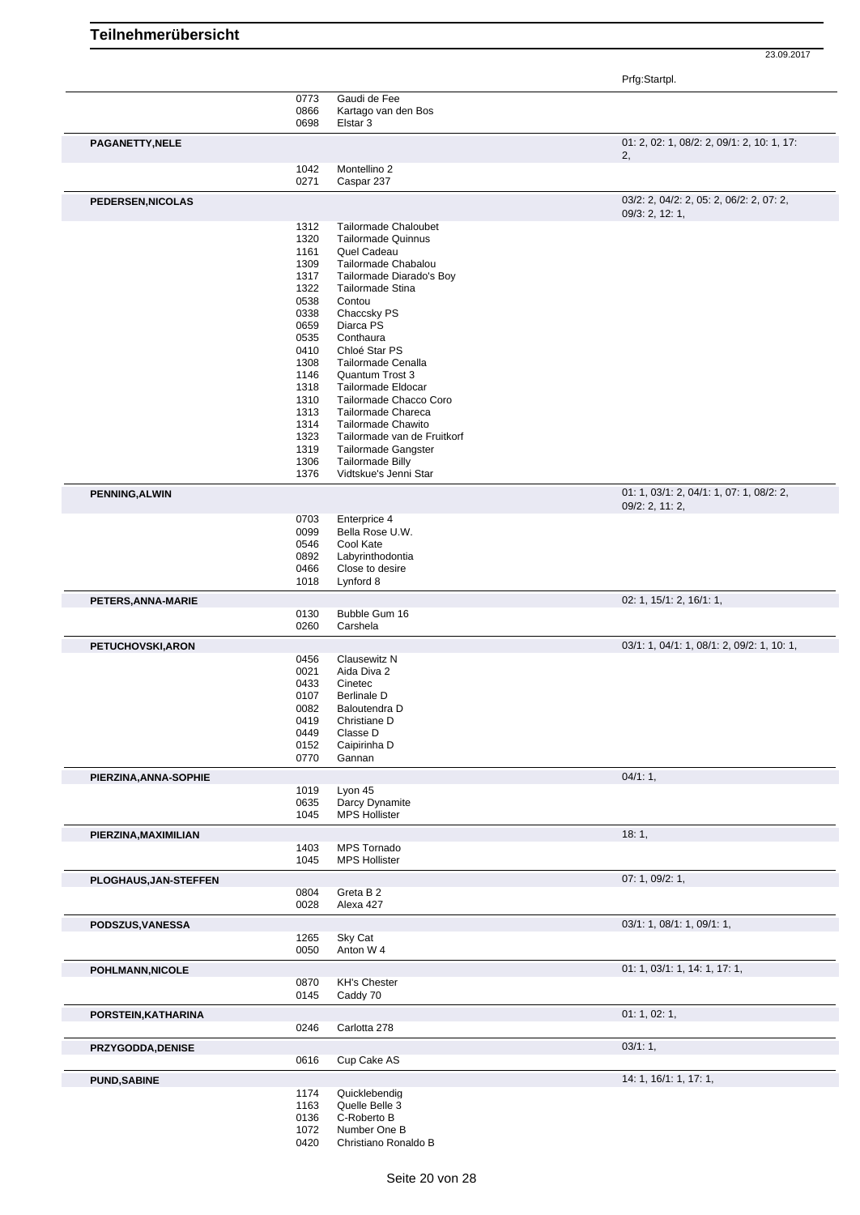# Teilnehmerübersicht

23.09.2017

| Teilnehmer | Nr. | Pferd | Prfg:Startpl. |
|---|---|---|---|
| | 0773 | Gaudi de Fee | |
| | 0866 | Kartago van den Bos | |
| | 0698 | Elstar 3 | |
| **PAGANETTY,NELE** | | | 01: 2, 02: 1, 08/2: 2, 09/1: 2, 10: 1, 17: 2, |
| | 1042 | Montellino 2 | |
| | 0271 | Caspar 237 | |
| **PEDERSEN,NICOLAS** | | | 03/2: 2, 04/2: 2, 05: 2, 06/2: 2, 07: 2, 09/3: 2, 12: 1, |
| | 1312 | Tailormade Chaloubet | |
| | 1320 | Tailormade Quinnus | |
| | 1161 | Quel Cadeau | |
| | 1309 | Tailormade Chabalou | |
| | 1317 | Tailormade Diarado's Boy | |
| | 1322 | Tailormade Stina | |
| | 0538 | Contou | |
| | 0338 | Chaccsky PS | |
| | 0659 | Diarca PS | |
| | 0535 | Conthaura | |
| | 0410 | Chloé Star PS | |
| | 1308 | Tailormade Cenalla | |
| | 1146 | Quantum Trost 3 | |
| | 1318 | Tailormade Eldocar | |
| | 1310 | Tailormade Chacco Coro | |
| | 1313 | Tailormade Chareca | |
| | 1314 | Tailormade Chawito | |
| | 1323 | Tailormade van de Fruitkorf | |
| | 1319 | Tailormade Gangster | |
| | 1306 | Tailormade Billy | |
| | 1376 | Vidtskue's Jenni Star | |
| **PENNING,ALWIN** | | | 01: 1, 03/1: 2, 04/1: 1, 07: 1, 08/2: 2, 09/2: 2, 11: 2, |
| | 0703 | Enterprice 4 | |
| | 0099 | Bella Rose U.W. | |
| | 0546 | Cool Kate | |
| | 0892 | Labyrinthodontia | |
| | 0466 | Close to desire | |
| | 1018 | Lynford 8 | |
| **PETERS,ANNA-MARIE** | | | 02: 1, 15/1: 2, 16/1: 1, |
| | 0130 | Bubble Gum 16 | |
| | 0260 | Carshela | |
| **PETUCHOVSKI,ARON** | | | 03/1: 1, 04/1: 1, 08/1: 2, 09/2: 1, 10: 1, |
| | 0456 | Clausewitz N | |
| | 0021 | Aida Diva 2 | |
| | 0433 | Cinetec | |
| | 0107 | Berlinale D | |
| | 0082 | Baloutendra D | |
| | 0419 | Christiane D | |
| | 0449 | Classe D | |
| | 0152 | Caipirinha D | |
| | 0770 | Gannan | |
| **PIERZINA,ANNA-SOPHIE** | | | 04/1: 1, |
| | 1019 | Lyon 45 | |
| | 0635 | Darcy Dynamite | |
| | 1045 | MPS Hollister | |
| **PIERZINA,MAXIMILIAN** | | | 18: 1, |
| | 1403 | MPS Tornado | |
| | 1045 | MPS Hollister | |
| **PLOGHAUS,JAN-STEFFEN** | | | 07: 1, 09/2: 1, |
| | 0804 | Greta B 2 | |
| | 0028 | Alexa 427 | |
| **PODSZUS,VANESSA** | | | 03/1: 1, 08/1: 1, 09/1: 1, |
| | 1265 | Sky Cat | |
| | 0050 | Anton W 4 | |
| **POHLMANN,NICOLE** | | | 01: 1, 03/1: 1, 14: 1, 17: 1, |
| | 0870 | KH's Chester | |
| | 0145 | Caddy 70 | |
| **PORSTEIN,KATHARINA** | | | 01: 1, 02: 1, |
| | 0246 | Carlotta 278 | |
| **PRZYGODDA,DENISE** | | | 03/1: 1, |
| | 0616 | Cup Cake AS | |
| **PUND,SABINE** | | | 14: 1, 16/1: 1, 17: 1, |
| | 1174 | Quicklebendig | |
| | 1163 | Quelle Belle 3 | |
| | 0136 | C-Roberto B | |
| | 1072 | Number One B | |
| | 0420 | Christiano Ronaldo B | |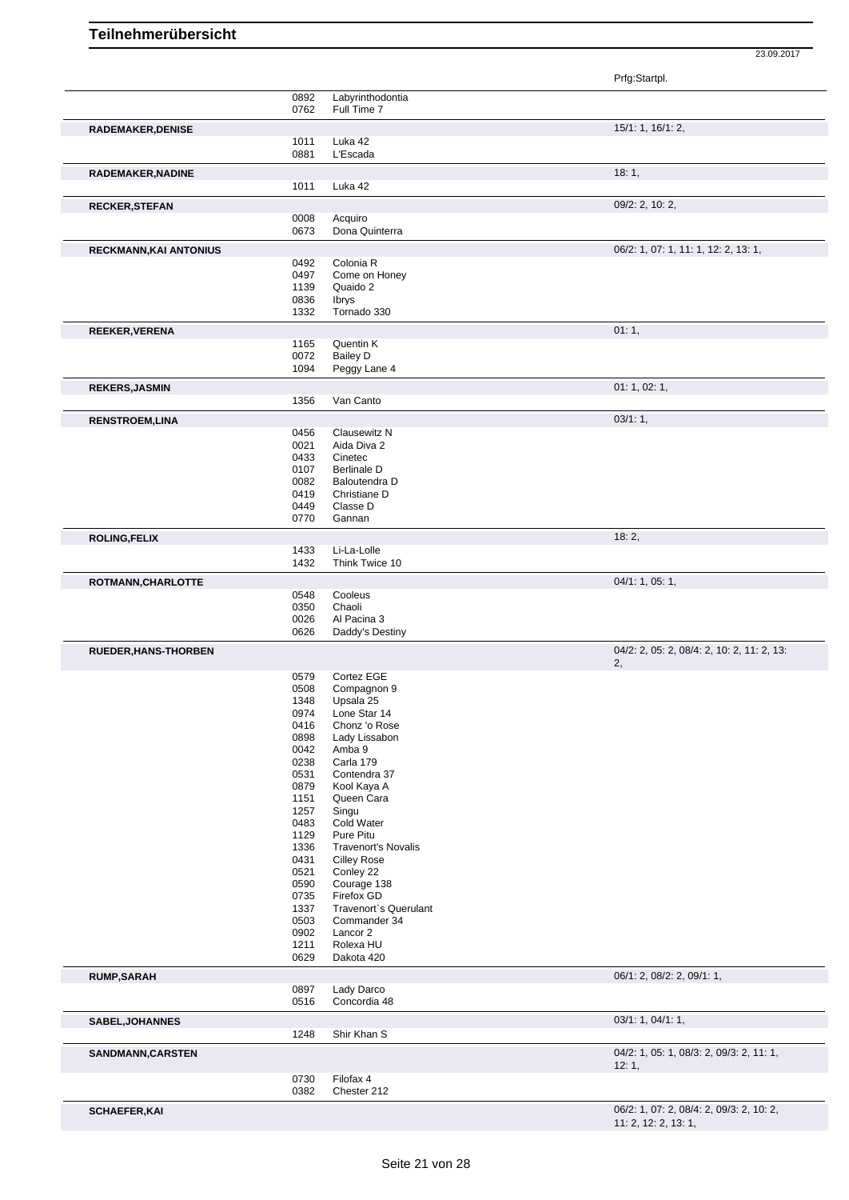# Teilnehmerübersicht

23.09.2017

| | | | Prfg:Startpl. |
|---|---|---|---|
| | 0892 | Labyrinthodontia | |
| | 0762 | Full Time 7 | |
| **RADEMAKER,DENISE** | | | 15/1: 1, 16/1: 2, |
| | 1011 | Luka 42 | |
| | 0881 | L'Escada | |
| **RADEMAKER,NADINE** | | | 18: 1, |
| | 1011 | Luka 42 | |
| **RECKER,STEFAN** | | | 09/2: 2, 10: 2, |
| | 0008 | Acquiro | |
| | 0673 | Dona Quinterra | |
| **RECKMANN,KAI ANTONIUS** | | | 06/2: 1, 07: 1, 11: 1, 12: 2, 13: 1, |
| | 0492 | Colonia R | |
| | 0497 | Come on Honey | |
| | 1139 | Quaido 2 | |
| | 0836 | Ibrys | |
| | 1332 | Tornado 330 | |
| **REEKER,VERENA** | | | 01: 1, |
| | 1165 | Quentin K | |
| | 0072 | Bailey D | |
| | 1094 | Peggy Lane 4 | |
| **REKERS,JASMIN** | | | 01: 1, 02: 1, |
| | 1356 | Van Canto | |
| **RENSTROEM,LINA** | | | 03/1: 1, |
| | 0456 | Clausewitz N | |
| | 0021 | Aida Diva 2 | |
| | 0433 | Cinetec | |
| | 0107 | Berlinale D | |
| | 0082 | Baloutendra D | |
| | 0419 | Christiane D | |
| | 0449 | Classe D | |
| | 0770 | Gannan | |
| **ROLING,FELIX** | | | 18: 2, |
| | 1433 | Li-La-Lolle | |
| | 1432 | Think Twice 10 | |
| **ROTMANN,CHARLOTTE** | | | 04/1: 1, 05: 1, |
| | 0548 | Cooleus | |
| | 0350 | Chaoli | |
| | 0026 | Al Pacina 3 | |
| | 0626 | Daddy's Destiny | |
| **RUEDER,HANS-THORBEN** | | | 04/2: 2, 05: 2, 08/4: 2, 10: 2, 11: 2, 13: 2, |
| | 0579 | Cortez EGE | |
| | 0508 | Compagnon 9 | |
| | 1348 | Upsala 25 | |
| | 0974 | Lone Star 14 | |
| | 0416 | Chonz 'o Rose | |
| | 0898 | Lady Lissabon | |
| | 0042 | Amba 9 | |
| | 0238 | Carla 179 | |
| | 0531 | Contendra 37 | |
| | 0879 | Kool Kaya A | |
| | 1151 | Queen Cara | |
| | 1257 | Singu | |
| | 0483 | Cold Water | |
| | 1129 | Pure Pitu | |
| | 1336 | Travenort's Novalis | |
| | 0431 | Cilley Rose | |
| | 0521 | Conley 22 | |
| | 0590 | Courage 138 | |
| | 0735 | Firefox GD | |
| | 1337 | Travenort`s Querulant | |
| | 0503 | Commander 34 | |
| | 0902 | Lancor 2 | |
| | 1211 | Rolexa HU | |
| | 0629 | Dakota 420 | |
| **RUMP,SARAH** | | | 06/1: 2, 08/2: 2, 09/1: 1, |
| | 0897 | Lady Darco | |
| | 0516 | Concordia 48 | |
| **SABEL,JOHANNES** | | | 03/1: 1, 04/1: 1, |
| | 1248 | Shir Khan S | |
| **SANDMANN,CARSTEN** | | | 04/2: 1, 05: 1, 08/3: 2, 09/3: 2, 11: 1, 12: 1, |
| | 0730 | Filofax 4 | |
| | 0382 | Chester 212 | |
| **SCHAEFER,KAI** | | | 06/2: 1, 07: 2, 08/4: 2, 09/3: 2, 10: 2, 11: 2, 12: 2, 13: 1, |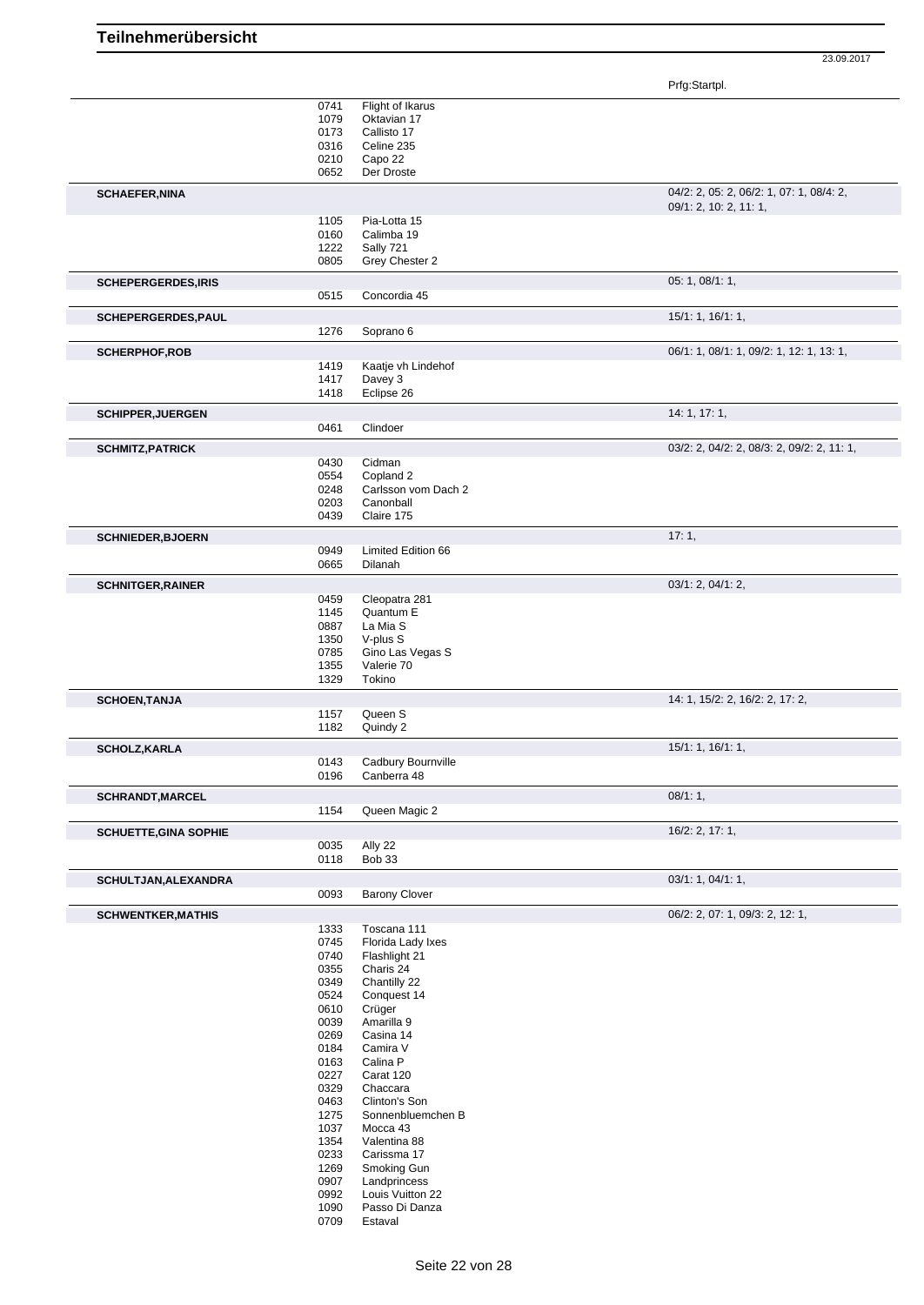# Teilnehmerübersicht

23.09.2017

| | | | Prfg:Startpl. |
|---|---|---|---|
| | 0741 | Flight of Ikarus | |
| | 1079 | Oktavian 17 | |
| | 0173 | Callisto 17 | |
| | 0316 | Celine 235 | |
| | 0210 | Capo 22 | |
| | 0652 | Der Droste | |
| **SCHAEFER,NINA** | | | 04/2: 2, 05: 2, 06/2: 1, 07: 1, 08/4: 2, 09/1: 2, 10: 2, 11: 1, |
| | 1105 | Pia-Lotta 15 | |
| | 0160 | Calimba 19 | |
| | 1222 | Sally 721 | |
| | 0805 | Grey Chester 2 | |
| **SCHEPERGERDES,IRIS** | | | 05: 1, 08/1: 1, |
| | 0515 | Concordia 45 | |
| **SCHEPERGERDES,PAUL** | | | 15/1: 1, 16/1: 1, |
| | 1276 | Soprano 6 | |
| **SCHERPHOF,ROB** | | | 06/1: 1, 08/1: 1, 09/2: 1, 12: 1, 13: 1, |
| | 1419 | Kaatje vh Lindehof | |
| | 1417 | Davey 3 | |
| | 1418 | Eclipse 26 | |
| **SCHIPPER,JUERGEN** | | | 14: 1, 17: 1, |
| | 0461 | Clindoer | |
| **SCHMITZ,PATRICK** | | | 03/2: 2, 04/2: 2, 08/3: 2, 09/2: 2, 11: 1, |
| | 0430 | Cidman | |
| | 0554 | Copland 2 | |
| | 0248 | Carlsson vom Dach 2 | |
| | 0203 | Canonball | |
| | 0439 | Claire 175 | |
| **SCHNIEDER,BJOERN** | | | 17: 1, |
| | 0949 | Limited Edition 66 | |
| | 0665 | Dilanah | |
| **SCHNITGER,RAINER** | | | 03/1: 2, 04/1: 2, |
| | 0459 | Cleopatra 281 | |
| | 1145 | Quantum E | |
| | 0887 | La Mia S | |
| | 1350 | V-plus S | |
| | 0785 | Gino Las Vegas S | |
| | 1355 | Valerie 70 | |
| | 1329 | Tokino | |
| **SCHOEN,TANJA** | | | 14: 1, 15/2: 2, 16/2: 2, 17: 2, |
| | 1157 | Queen S | |
| | 1182 | Quindy 2 | |
| **SCHOLZ,KARLA** | | | 15/1: 1, 16/1: 1, |
| | 0143 | Cadbury Bournville | |
| | 0196 | Canberra 48 | |
| **SCHRANDT,MARCEL** | | | 08/1: 1, |
| | 1154 | Queen Magic 2 | |
| **SCHUETTE,GINA SOPHIE** | | | 16/2: 2, 17: 1, |
| | 0035 | Ally 22 | |
| | 0118 | Bob 33 | |
| **SCHULTJAN,ALEXANDRA** | | | 03/1: 1, 04/1: 1, |
| | 0093 | Barony Clover | |
| **SCHWENTKER,MATHIS** | | | 06/2: 2, 07: 1, 09/3: 2, 12: 1, |
| | 1333 | Toscana 111 | |
| | 0745 | Florida Lady Ixes | |
| | 0740 | Flashlight 21 | |
| | 0355 | Charis 24 | |
| | 0349 | Chantilly 22 | |
| | 0524 | Conquest 14 | |
| | 0610 | Crüger | |
| | 0039 | Amarilla 9 | |
| | 0269 | Casina 14 | |
| | 0184 | Camira V | |
| | 0163 | Calina P | |
| | 0227 | Carat 120 | |
| | 0329 | Chaccara | |
| | 0463 | Clinton's Son | |
| | 1275 | Sonnenbluemchen B | |
| | 1037 | Mocca 43 | |
| | 1354 | Valentina 88 | |
| | 0233 | Carissma 17 | |
| | 1269 | Smoking Gun | |
| | 0907 | Landprincess | |
| | 0992 | Louis Vuitton 22 | |
| | 1090 | Passo Di Danza | |
| | 0709 | Estaval | |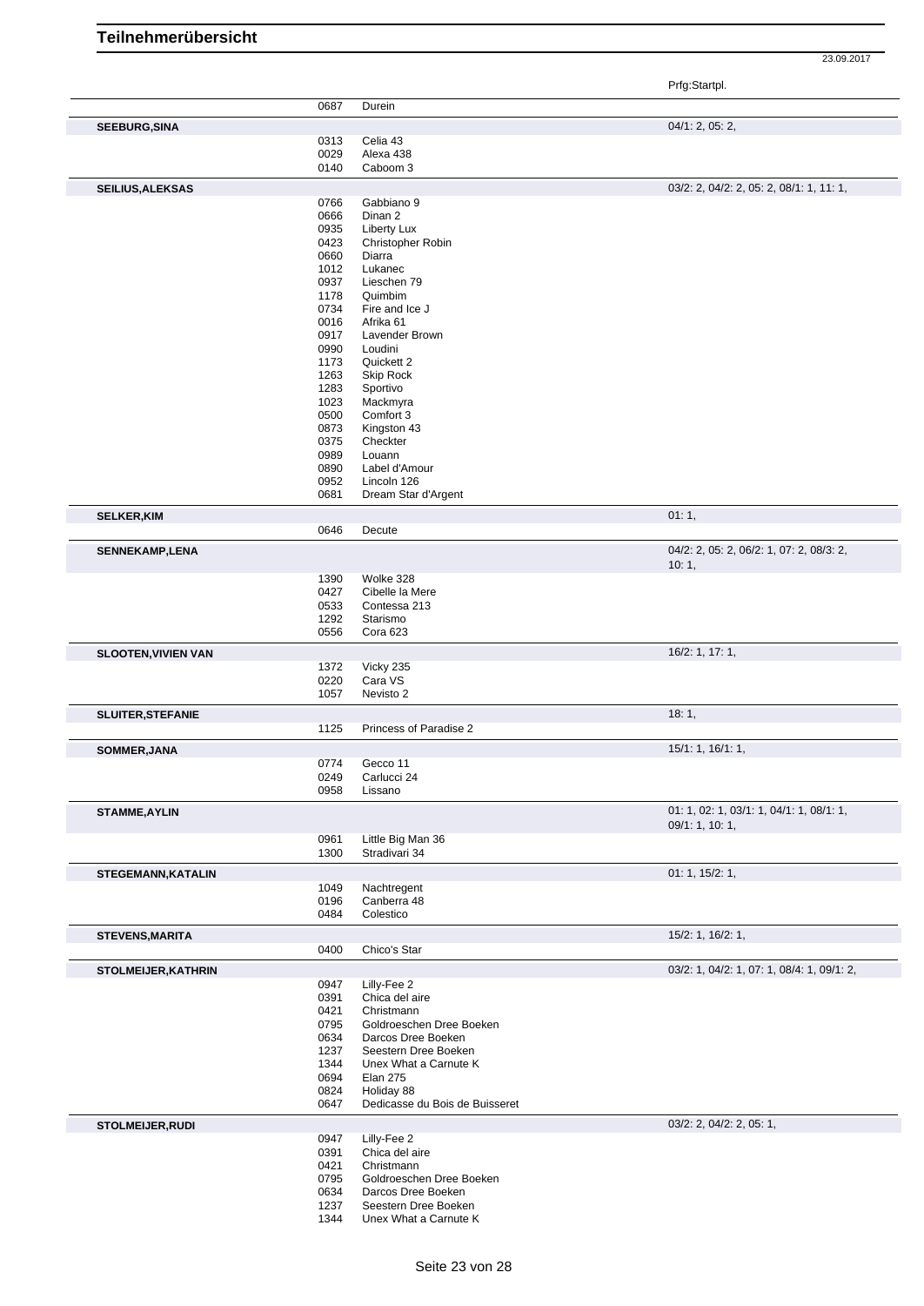# Teilnehmerübersicht

23.09.2017

| | | | Prfg:Startpl. |
|---|---|---|---|
| | 0687 | Durein | |
| **SEEBURG,SINA** | | | 04/1: 2, 05: 2, |
| | 0313 | Celia 43 | |
| | 0029 | Alexa 438 | |
| | 0140 | Caboom 3 | |
| **SEILIUS,ALEKSAS** | | | 03/2: 2, 04/2: 2, 05: 2, 08/1: 1, 11: 1, |
| | 0766 | Gabbiano 9 | |
| | 0666 | Dinan 2 | |
| | 0935 | Liberty Lux | |
| | 0423 | Christopher Robin | |
| | 0660 | Diarra | |
| | 1012 | Lukanec | |
| | 0937 | Lieschen 79 | |
| | 1178 | Quimbim | |
| | 0734 | Fire and Ice J | |
| | 0016 | Afrika 61 | |
| | 0917 | Lavender Brown | |
| | 0990 | Loudini | |
| | 1173 | Quickett 2 | |
| | 1263 | Skip Rock | |
| | 1283 | Sportivo | |
| | 1023 | Mackmyra | |
| | 0500 | Comfort 3 | |
| | 0873 | Kingston 43 | |
| | 0375 | Checkter | |
| | 0989 | Louann | |
| | 0890 | Label d'Amour | |
| | 0952 | Lincoln 126 | |
| | 0681 | Dream Star d'Argent | |
| **SELKER,KIM** | | | 01: 1, |
| | 0646 | Decute | |
| **SENNEKAMP,LENA** | | | 04/2: 2, 05: 2, 06/2: 1, 07: 2, 08/3: 2, 10: 1, |
| | 1390 | Wolke 328 | |
| | 0427 | Cibelle la Mere | |
| | 0533 | Contessa 213 | |
| | 1292 | Starismo | |
| | 0556 | Cora 623 | |
| **SLOOTEN,VIVIEN VAN** | | | 16/2: 1, 17: 1, |
| | 1372 | Vicky 235 | |
| | 0220 | Cara VS | |
| | 1057 | Nevisto 2 | |
| **SLUITER,STEFANIE** | | | 18: 1, |
| | 1125 | Princess of Paradise 2 | |
| **SOMMER,JANA** | | | 15/1: 1, 16/1: 1, |
| | 0774 | Gecco 11 | |
| | 0249 | Carlucci 24 | |
| | 0958 | Lissano | |
| **STAMME,AYLIN** | | | 01: 1, 02: 1, 03/1: 1, 04/1: 1, 08/1: 1, 09/1: 1, 10: 1, |
| | 0961 | Little Big Man 36 | |
| | 1300 | Stradivari 34 | |
| **STEGEMANN,KATALIN** | | | 01: 1, 15/2: 1, |
| | 1049 | Nachtregent | |
| | 0196 | Canberra 48 | |
| | 0484 | Colestico | |
| **STEVENS,MARITA** | | | 15/2: 1, 16/2: 1, |
| | 0400 | Chico's Star | |
| **STOLMEIJER,KATHRIN** | | | 03/2: 1, 04/2: 1, 07: 1, 08/4: 1, 09/1: 2, |
| | 0947 | Lilly-Fee 2 | |
| | 0391 | Chica del aire | |
| | 0421 | Christmann | |
| | 0795 | Goldroeschen Dree Boeken | |
| | 0634 | Darcos Dree Boeken | |
| | 1237 | Seestern Dree Boeken | |
| | 1344 | Unex What a Carnute K | |
| | 0694 | Elan 275 | |
| | 0824 | Holiday 88 | |
| | 0647 | Dedicasse du Bois de Buisseret | |
| **STOLMEIJER,RUDI** | | | 03/2: 2, 04/2: 2, 05: 1, |
| | 0947 | Lilly-Fee 2 | |
| | 0391 | Chica del aire | |
| | 0421 | Christmann | |
| | 0795 | Goldroeschen Dree Boeken | |
| | 0634 | Darcos Dree Boeken | |
| | 1237 | Seestern Dree Boeken | |
| | 1344 | Unex What a Carnute K | |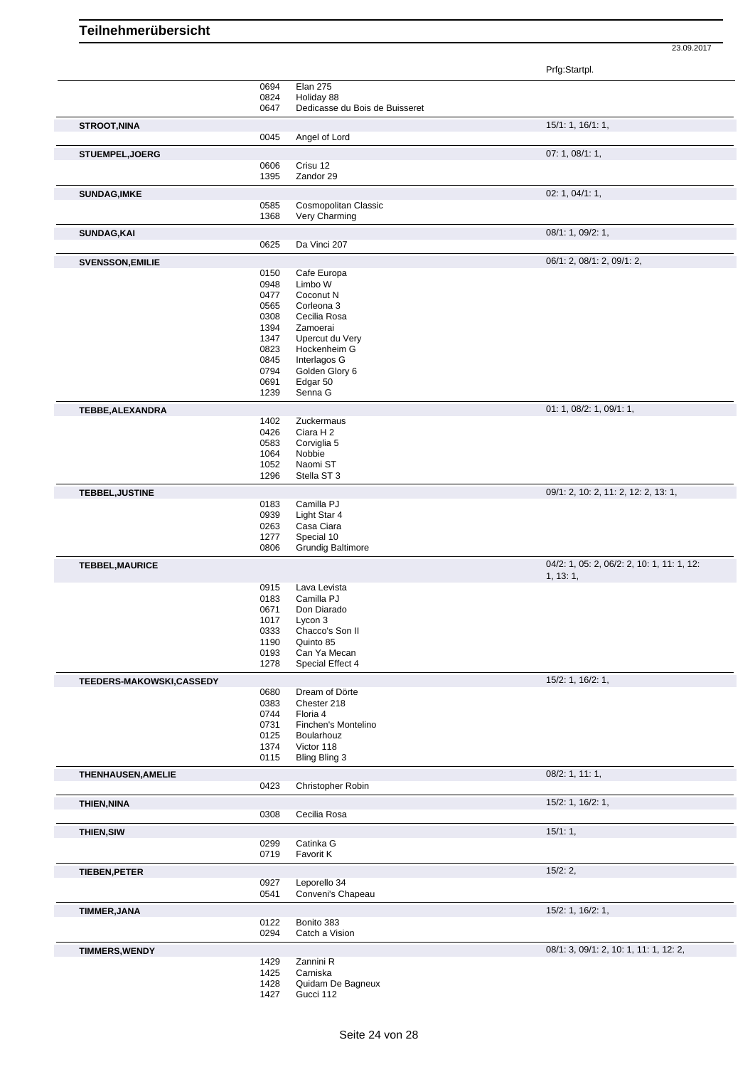# Teilnehmerübersicht

23.09.2017

| Teilnehmer | Nr. | Pferd | Prfg:Startpl. |
|---|---|---|---|
| | 0694 | Elan 275 | |
| | 0824 | Holiday 88 | |
| | 0647 | Dedicasse du Bois de Buisseret | |
| **STROOT,NINA** | | | 15/1: 1, 16/1: 1, |
| | 0045 | Angel of Lord | |
| **STUEMPEL,JOERG** | | | 07: 1, 08/1: 1, |
| | 0606 | Crisu 12 | |
| | 1395 | Zandor 29 | |
| **SUNDAG,IMKE** | | | 02: 1, 04/1: 1, |
| | 0585 | Cosmopolitan Classic | |
| | 1368 | Very Charming | |
| **SUNDAG,KAI** | | | 08/1: 1, 09/2: 1, |
| | 0625 | Da Vinci 207 | |
| **SVENSSON,EMILIE** | | | 06/1: 2, 08/1: 2, 09/1: 2, |
| | 0150 | Cafe Europa | |
| | 0948 | Limbo W | |
| | 0477 | Coconut N | |
| | 0565 | Corleona 3 | |
| | 0308 | Cecilia Rosa | |
| | 1394 | Zamoerai | |
| | 1347 | Upercut du Very | |
| | 0823 | Hockenheim G | |
| | 0845 | Interlagos G | |
| | 0794 | Golden Glory 6 | |
| | 0691 | Edgar 50 | |
| | 1239 | Senna G | |
| **TEBBE,ALEXANDRA** | | | 01: 1, 08/2: 1, 09/1: 1, |
| | 1402 | Zuckermaus | |
| | 0426 | Ciara H 2 | |
| | 0583 | Corviglia 5 | |
| | 1064 | Nobbie | |
| | 1052 | Naomi ST | |
| | 1296 | Stella ST 3 | |
| **TEBBEL,JUSTINE** | | | 09/1: 2, 10: 2, 11: 2, 12: 2, 13: 1, |
| | 0183 | Camilla PJ | |
| | 0939 | Light Star 4 | |
| | 0263 | Casa Ciara | |
| | 1277 | Special 10 | |
| | 0806 | Grundig Baltimore | |
| **TEBBEL,MAURICE** | | | 04/2: 1, 05: 2, 06/2: 2, 10: 1, 11: 1, 12: 1, 13: 1, |
| | 0915 | Lava Levista | |
| | 0183 | Camilla PJ | |
| | 0671 | Don Diarado | |
| | 1017 | Lycon 3 | |
| | 0333 | Chacco's Son II | |
| | 1190 | Quinto 85 | |
| | 0193 | Can Ya Mecan | |
| | 1278 | Special Effect 4 | |
| **TEEDERS-MAKOWSKI,CASSEDY** | | | 15/2: 1, 16/2: 1, |
| | 0680 | Dream of Dörte | |
| | 0383 | Chester 218 | |
| | 0744 | Floria 4 | |
| | 0731 | Finchen's Montelino | |
| | 0125 | Boularhouz | |
| | 1374 | Victor 118 | |
| | 0115 | Bling Bling 3 | |
| **THENHAUSEN,AMELIE** | | | 08/2: 1, 11: 1, |
| | 0423 | Christopher Robin | |
| **THIEN,NINA** | | | 15/2: 1, 16/2: 1, |
| | 0308 | Cecilia Rosa | |
| **THIEN,SIW** | | | 15/1: 1, |
| | 0299 | Catinka G | |
| | 0719 | Favorit K | |
| **TIEBEN,PETER** | | | 15/2: 2, |
| | 0927 | Leporello 34 | |
| | 0541 | Conveni's Chapeau | |
| **TIMMER,JANA** | | | 15/2: 1, 16/2: 1, |
| | 0122 | Bonito 383 | |
| | 0294 | Catch a Vision | |
| **TIMMERS,WENDY** | | | 08/1: 3, 09/1: 2, 10: 1, 11: 1, 12: 2, |
| | 1429 | Zannini R | |
| | 1425 | Carniska | |
| | 1428 | Quidam De Bagneux | |
| | 1427 | Gucci 112 | |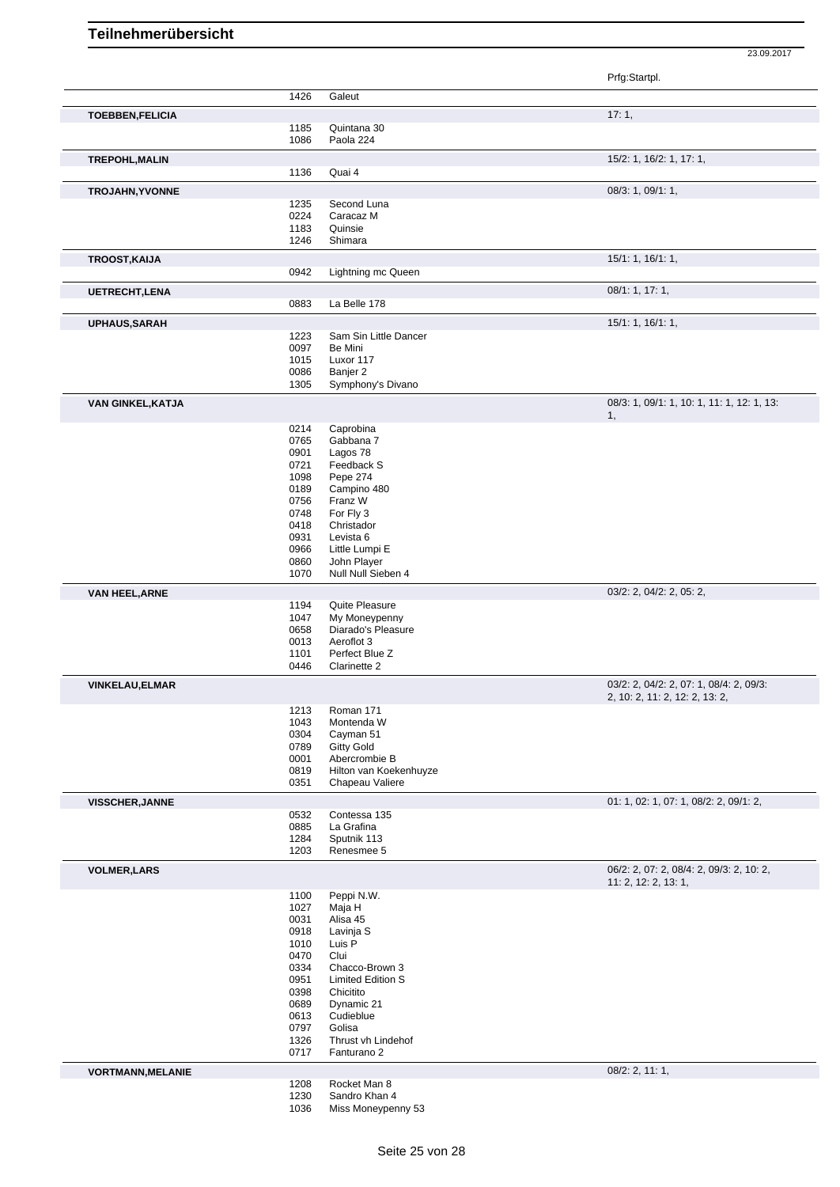## Teilnehmerübersicht

23.09.2017

| Name | Nr. | Pferd | Prfg:Startpl. |
|---|---|---|---|
| | 1426 | Galeut | |
| **TOEBBEN,FELICIA** | | | 17: 1, |
| | 1185 | Quintana 30 | |
| | 1086 | Paola 224 | |
| **TREPOHL,MALIN** | | | 15/2: 1, 16/2: 1, 17: 1, |
| | 1136 | Quai 4 | |
| **TROJAHN,YVONNE** | | | 08/3: 1, 09/1: 1, |
| | 1235 | Second Luna | |
| | 0224 | Caracaz M | |
| | 1183 | Quinsie | |
| | 1246 | Shimara | |
| **TROOST,KAIJA** | | | 15/1: 1, 16/1: 1, |
| | 0942 | Lightning mc Queen | |
| **UETRECHT,LENA** | | | 08/1: 1, 17: 1, |
| | 0883 | La Belle 178 | |
| **UPHAUS,SARAH** | | | 15/1: 1, 16/1: 1, |
| | 1223 | Sam Sin Little Dancer | |
| | 0097 | Be Mini | |
| | 1015 | Luxor 117 | |
| | 0086 | Banjer 2 | |
| | 1305 | Symphony's Divano | |
| **VAN GINKEL,KATJA** | | | 08/3: 1, 09/1: 1, 10: 1, 11: 1, 12: 1, 13: 1, |
| | 0214 | Caprobina | |
| | 0765 | Gabbana 7 | |
| | 0901 | Lagos 78 | |
| | 0721 | Feedback S | |
| | 1098 | Pepe 274 | |
| | 0189 | Campino 480 | |
| | 0756 | Franz W | |
| | 0748 | For Fly 3 | |
| | 0418 | Christador | |
| | 0931 | Levista 6 | |
| | 0966 | Little Lumpi E | |
| | 0860 | John Player | |
| | 1070 | Null Null Sieben 4 | |
| **VAN HEEL,ARNE** | | | 03/2: 2, 04/2: 2, 05: 2, |
| | 1194 | Quite Pleasure | |
| | 1047 | My Moneypenny | |
| | 0658 | Diarado's Pleasure | |
| | 0013 | Aeroflot 3 | |
| | 1101 | Perfect Blue Z | |
| | 0446 | Clarinette 2 | |
| **VINKELAU,ELMAR** | | | 03/2: 2, 04/2: 2, 07: 1, 08/4: 2, 09/3: 2, 10: 2, 11: 2, 12: 2, 13: 2, |
| | 1213 | Roman 171 | |
| | 1043 | Montenda W | |
| | 0304 | Cayman 51 | |
| | 0789 | Gitty Gold | |
| | 0001 | Abercrombie B | |
| | 0819 | Hilton van Koekenhuyze | |
| | 0351 | Chapeau Valiere | |
| **VISSCHER,JANNE** | | | 01: 1, 02: 1, 07: 1, 08/2: 2, 09/1: 2, |
| | 0532 | Contessa 135 | |
| | 0885 | La Grafina | |
| | 1284 | Sputnik 113 | |
| | 1203 | Renesmee 5 | |
| **VOLMER,LARS** | | | 06/2: 2, 07: 2, 08/4: 2, 09/3: 2, 10: 2, 11: 2, 12: 2, 13: 1, |
| | 1100 | Peppi N.W. | |
| | 1027 | Maja H | |
| | 0031 | Alisa 45 | |
| | 0918 | Lavinja S | |
| | 1010 | Luis P | |
| | 0470 | Clui | |
| | 0334 | Chacco-Brown 3 | |
| | 0951 | Limited Edition S | |
| | 0398 | Chicitito | |
| | 0689 | Dynamic 21 | |
| | 0613 | Cudieblue | |
| | 0797 | Golisa | |
| | 1326 | Thrust vh Lindehof | |
| | 0717 | Fanturano 2 | |
| **VORTMANN,MELANIE** | | | 08/2: 2, 11: 1, |
| | 1208 | Rocket Man 8 | |
| | 1230 | Sandro Khan 4 | |
| | 1036 | Miss Moneypenny 53 | |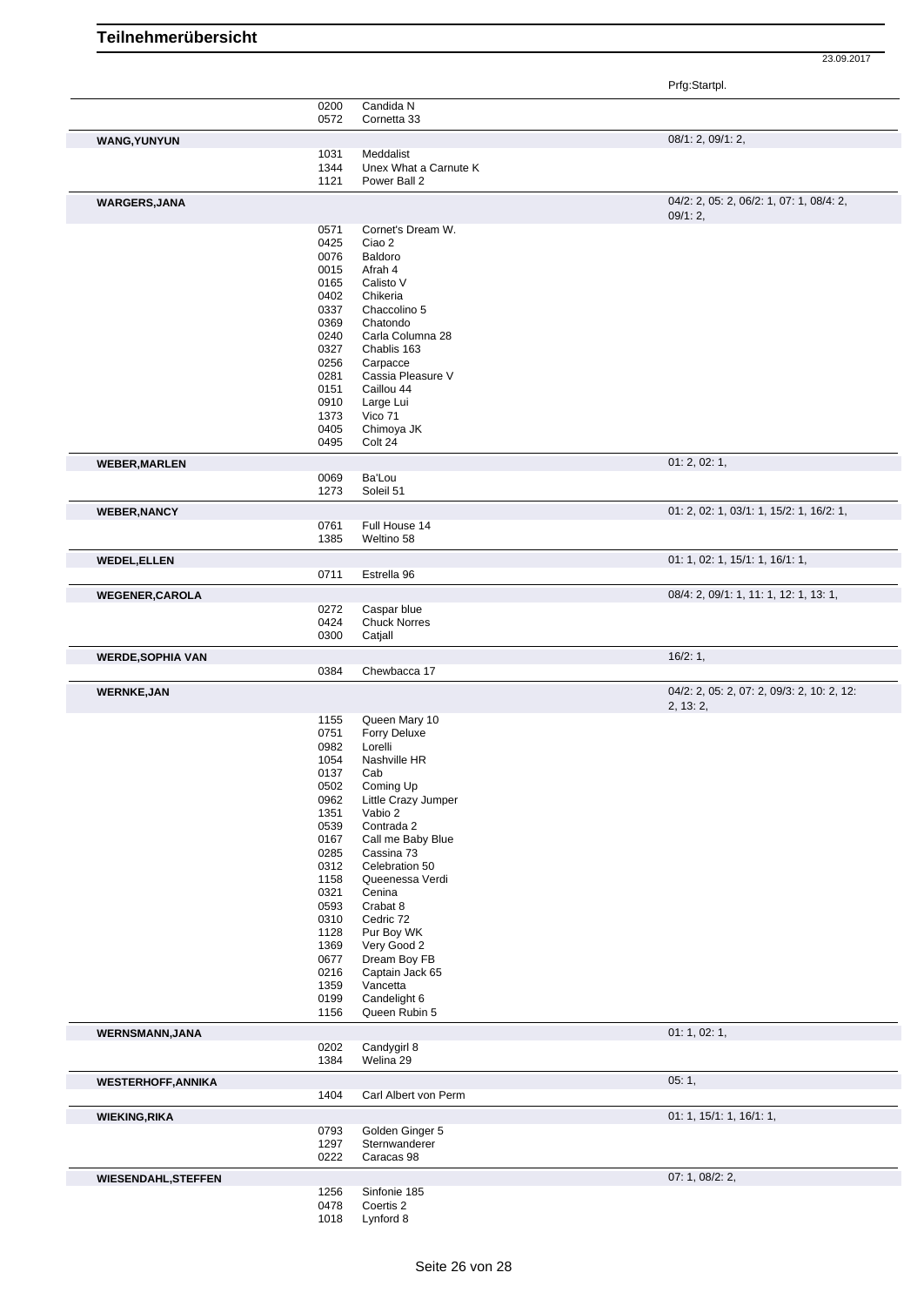# Teilnehmerübersicht

23.09.2017

| Name | Nr. | Pferd | Prfg:Startpl. |
|---|---|---|---|
| | 0200 | Candida N | |
| | 0572 | Cornetta 33 | |
| **WANG,YUNYUN** | | | 08/1: 2, 09/1: 2, |
| | 1031 | Meddalist | |
| | 1344 | Unex What a Carnute K | |
| | 1121 | Power Ball 2 | |
| **WARGERS,JANA** | | | 04/2: 2, 05: 2, 06/2: 1, 07: 1, 08/4: 2, 09/1: 2, |
| | 0571 | Cornet's Dream W. | |
| | 0425 | Ciao 2 | |
| | 0076 | Baldoro | |
| | 0015 | Afrah 4 | |
| | 0165 | Calisto V | |
| | 0402 | Chikeria | |
| | 0337 | Chaccolino 5 | |
| | 0369 | Chatondo | |
| | 0240 | Carla Columna 28 | |
| | 0327 | Chablis 163 | |
| | 0256 | Carpacce | |
| | 0281 | Cassia Pleasure V | |
| | 0151 | Caillou 44 | |
| | 0910 | Large Lui | |
| | 1373 | Vico 71 | |
| | 0405 | Chimoya JK | |
| | 0495 | Colt 24 | |
| **WEBER,MARLEN** | | | 01: 2, 02: 1, |
| | 0069 | Ba'Lou | |
| | 1273 | Soleil 51 | |
| **WEBER,NANCY** | | | 01: 2, 02: 1, 03/1: 1, 15/2: 1, 16/2: 1, |
| | 0761 | Full House 14 | |
| | 1385 | Weltino 58 | |
| **WEDEL,ELLEN** | | | 01: 1, 02: 1, 15/1: 1, 16/1: 1, |
| | 0711 | Estrella 96 | |
| **WEGENER,CAROLA** | | | 08/4: 2, 09/1: 1, 11: 1, 12: 1, 13: 1, |
| | 0272 | Caspar blue | |
| | 0424 | Chuck Norres | |
| | 0300 | Catjall | |
| **WERDE,SOPHIA VAN** | | | 16/2: 1, |
| | 0384 | Chewbacca 17 | |
| **WERNKE,JAN** | | | 04/2: 2, 05: 2, 07: 2, 09/3: 2, 10: 2, 12: 2, 13: 2, |
| | 1155 | Queen Mary 10 | |
| | 0751 | Forry Deluxe | |
| | 0982 | Lorelli | |
| | 1054 | Nashville HR | |
| | 0137 | Cab | |
| | 0502 | Coming Up | |
| | 0962 | Little Crazy Jumper | |
| | 1351 | Vabio 2 | |
| | 0539 | Contrada 2 | |
| | 0167 | Call me Baby Blue | |
| | 0285 | Cassina 73 | |
| | 0312 | Celebration 50 | |
| | 1158 | Queenessa Verdi | |
| | 0321 | Cenina | |
| | 0593 | Crabat 8 | |
| | 0310 | Cedric 72 | |
| | 1128 | Pur Boy WK | |
| | 1369 | Very Good 2 | |
| | 0677 | Dream Boy FB | |
| | 0216 | Captain Jack 65 | |
| | 1359 | Vancetta | |
| | 0199 | Candelight 6 | |
| | 1156 | Queen Rubin 5 | |
| **WERNSMANN,JANA** | | | 01: 1, 02: 1, |
| | 0202 | Candygirl 8 | |
| | 1384 | Welina 29 | |
| **WESTERHOFF,ANNIKA** | | | 05: 1, |
| | 1404 | Carl Albert von Perm | |
| **WIEKING,RIKA** | | | 01: 1, 15/1: 1, 16/1: 1, |
| | 0793 | Golden Ginger 5 | |
| | 1297 | Sternwanderer | |
| | 0222 | Caracas 98 | |
| **WIESENDAHL,STEFFEN** | | | 07: 1, 08/2: 2, |
| | 1256 | Sinfonie 185 | |
| | 0478 | Coertis 2 | |
| | 1018 | Lynford 8 | |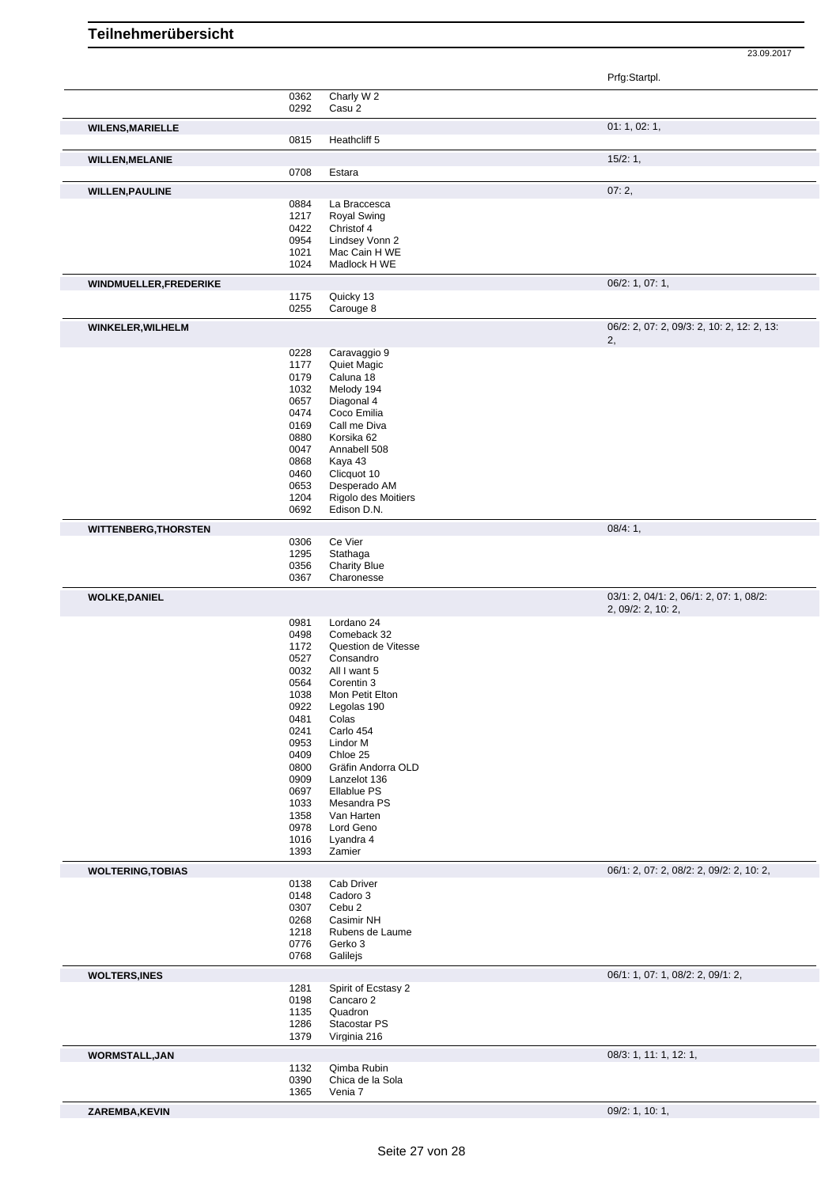# Teilnehmerübersicht

23.09.2017

| Name | Nr. | Pferd | Prfg:Startpl. |
|---|---|---|---|
| | 0362 | Charly W 2 | |
| | 0292 | Casu 2 | |
| **WILENS,MARIELLE** | | | 01: 1, 02: 1, |
| | 0815 | Heathcliff 5 | |
| **WILLEN,MELANIE** | | | 15/2: 1, |
| | 0708 | Estara | |
| **WILLEN,PAULINE** | | | 07: 2, |
| | 0884 | La Braccesca | |
| | 1217 | Royal Swing | |
| | 0422 | Christof 4 | |
| | 0954 | Lindsey Vonn 2 | |
| | 1021 | Mac Cain H WE | |
| | 1024 | Madlock H WE | |
| **WINDMUELLER,FREDERIKE** | | | 06/2: 1, 07: 1, |
| | 1175 | Quicky 13 | |
| | 0255 | Carouge 8 | |
| **WINKELER,WILHELM** | | | 06/2: 2, 07: 2, 09/3: 2, 10: 2, 12: 2, 13: 2, |
| | 0228 | Caravaggio 9 | |
| | 1177 | Quiet Magic | |
| | 0179 | Caluna 18 | |
| | 1032 | Melody 194 | |
| | 0657 | Diagonal 4 | |
| | 0474 | Coco Emilia | |
| | 0169 | Call me Diva | |
| | 0880 | Korsika 62 | |
| | 0047 | Annabell 508 | |
| | 0868 | Kaya 43 | |
| | 0460 | Clicquot 10 | |
| | 0653 | Desperado AM | |
| | 1204 | Rigolo des Moitiers | |
| | 0692 | Edison D.N. | |
| **WITTENBERG,THORSTEN** | | | 08/4: 1, |
| | 0306 | Ce Vier | |
| | 1295 | Stathaga | |
| | 0356 | Charity Blue | |
| | 0367 | Charonesse | |
| **WOLKE,DANIEL** | | | 03/1: 2, 04/1: 2, 06/1: 2, 07: 1, 08/2: 2, 09/2: 2, 10: 2, |
| | 0981 | Lordano 24 | |
| | 0498 | Comeback 32 | |
| | 1172 | Question de Vitesse | |
| | 0527 | Consandro | |
| | 0032 | All I want 5 | |
| | 0564 | Corentin 3 | |
| | 1038 | Mon Petit Elton | |
| | 0922 | Legolas 190 | |
| | 0481 | Colas | |
| | 0241 | Carlo 454 | |
| | 0953 | Lindor M | |
| | 0409 | Chloe 25 | |
| | 0800 | Gräfin Andorra OLD | |
| | 0909 | Lanzelot 136 | |
| | 0697 | Ellablue PS | |
| | 1033 | Mesandra PS | |
| | 1358 | Van Harten | |
| | 0978 | Lord Geno | |
| | 1016 | Lyandra 4 | |
| | 1393 | Zamier | |
| **WOLTERING,TOBIAS** | | | 06/1: 2, 07: 2, 08/2: 2, 09/2: 2, 10: 2, |
| | 0138 | Cab Driver | |
| | 0148 | Cadoro 3 | |
| | 0307 | Cebu 2 | |
| | 0268 | Casimir NH | |
| | 1218 | Rubens de Laume | |
| | 0776 | Gerko 3 | |
| | 0768 | Galilejs | |
| **WOLTERS,INES** | | | 06/1: 1, 07: 1, 08/2: 2, 09/1: 2, |
| | 1281 | Spirit of Ecstasy 2 | |
| | 0198 | Cancaro 2 | |
| | 1135 | Quadron | |
| | 1286 | Stacostar PS | |
| | 1379 | Virginia 216 | |
| **WORMSTALL,JAN** | | | 08/3: 1, 11: 1, 12: 1, |
| | 1132 | Qimba Rubin | |
| | 0390 | Chica de la Sola | |
| | 1365 | Venia 7 | |
| **ZAREMBA,KEVIN** | | | 09/2: 1, 10: 1, |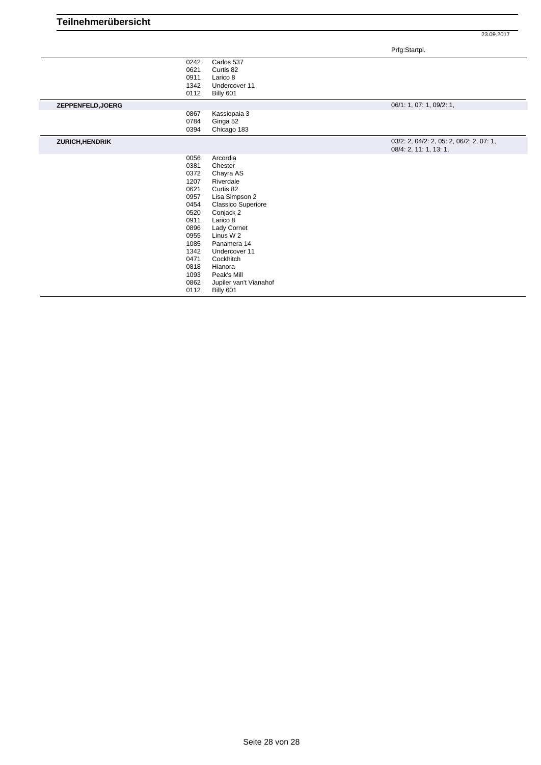# Teilnehmerübersicht

23.09.2017

| | | | Prfg:Startpl. |
|---|---|---|---|
| | 0242 | Carlos 537 | |
| | 0621 | Curtis 82 | |
| | 0911 | Larico 8 | |
| | 1342 | Undercover 11 | |
| | 0112 | Billy 601 | |
| **ZEPPENFELD,JOERG** | | | 06/1: 1, 07: 1, 09/2: 1, |
| | 0867 | Kassiopaia 3 | |
| | 0784 | Ginga 52 | |
| | 0394 | Chicago 183 | |
| **ZURICH,HENDRIK** | | | 03/2: 2, 04/2: 2, 05: 2, 06/2: 2, 07: 1, 08/4: 2, 11: 1, 13: 1, |
| | 0056 | Arcordia | |
| | 0381 | Chester | |
| | 0372 | Chayra AS | |
| | 1207 | Riverdale | |
| | 0621 | Curtis 82 | |
| | 0957 | Lisa Simpson 2 | |
| | 0454 | Classico Superiore | |
| | 0520 | Conjack 2 | |
| | 0911 | Larico 8 | |
| | 0896 | Lady Cornet | |
| | 0955 | Linus W 2 | |
| | 1085 | Panamera 14 | |
| | 1342 | Undercover 11 | |
| | 0471 | Cockhitch | |
| | 0818 | Hianora | |
| | 1093 | Peak's Mill | |
| | 0862 | Jupiler van't Vianahof | |
| | 0112 | Billy 601 | |